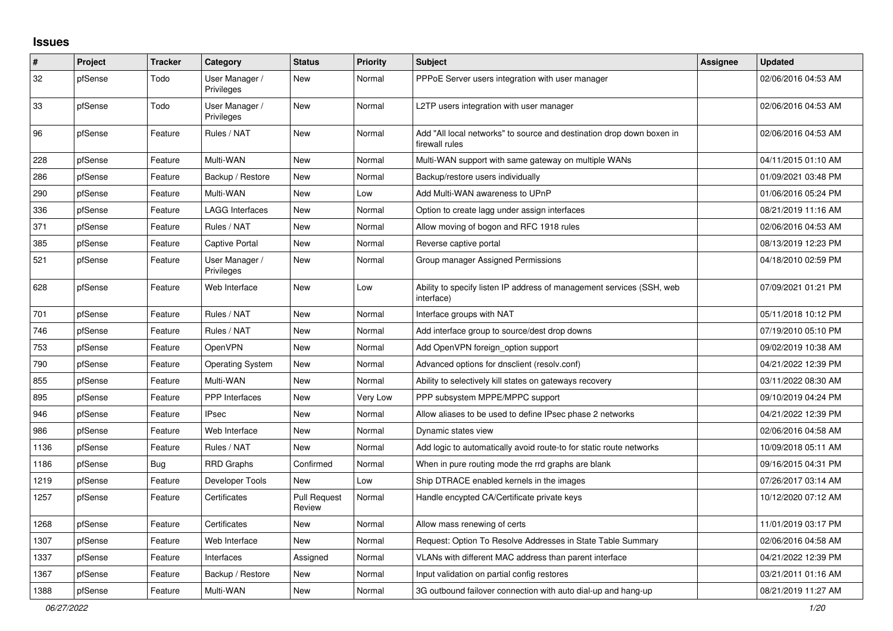# Issues

| # | Project | Tracker | Category | Status | Priority | Subject | Assignee | Updated |
|---|---|---|---|---|---|---|---|---|
| 32 | pfSense | Todo | User Manager / Privileges | New | Normal | PPPoE Server users integration with user manager | | 02/06/2016 04:53 AM |
| 33 | pfSense | Todo | User Manager / Privileges | New | Normal | L2TP users integration with user manager | | 02/06/2016 04:53 AM |
| 96 | pfSense | Feature | Rules / NAT | New | Normal | Add "All local networks" to source and destination drop down boxen in firewall rules | | 02/06/2016 04:53 AM |
| 228 | pfSense | Feature | Multi-WAN | New | Normal | Multi-WAN support with same gateway on multiple WANs | | 04/11/2015 01:10 AM |
| 286 | pfSense | Feature | Backup / Restore | New | Normal | Backup/restore users individually | | 01/09/2021 03:48 PM |
| 290 | pfSense | Feature | Multi-WAN | New | Low | Add Multi-WAN awareness to UPnP | | 01/06/2016 05:24 PM |
| 336 | pfSense | Feature | LAGG Interfaces | New | Normal | Option to create lagg under assign interfaces | | 08/21/2019 11:16 AM |
| 371 | pfSense | Feature | Rules / NAT | New | Normal | Allow moving of bogon and RFC 1918 rules | | 02/06/2016 04:53 AM |
| 385 | pfSense | Feature | Captive Portal | New | Normal | Reverse captive portal | | 08/13/2019 12:23 PM |
| 521 | pfSense | Feature | User Manager / Privileges | New | Normal | Group manager Assigned Permissions | | 04/18/2010 02:59 PM |
| 628 | pfSense | Feature | Web Interface | New | Low | Ability to specify listen IP address of management services (SSH, web interface) | | 07/09/2021 01:21 PM |
| 701 | pfSense | Feature | Rules / NAT | New | Normal | Interface groups with NAT | | 05/11/2018 10:12 PM |
| 746 | pfSense | Feature | Rules / NAT | New | Normal | Add interface group to source/dest drop downs | | 07/19/2010 05:10 PM |
| 753 | pfSense | Feature | OpenVPN | New | Normal | Add OpenVPN foreign_option support | | 09/02/2019 10:38 AM |
| 790 | pfSense | Feature | Operating System | New | Normal | Advanced options for dnsclient (resolv.conf) | | 04/21/2022 12:39 PM |
| 855 | pfSense | Feature | Multi-WAN | New | Normal | Ability to selectively kill states on gateways recovery | | 03/11/2022 08:30 AM |
| 895 | pfSense | Feature | PPP Interfaces | New | Very Low | PPP subsystem MPPE/MPPC support | | 09/10/2019 04:24 PM |
| 946 | pfSense | Feature | IPsec | New | Normal | Allow aliases to be used to define IPsec phase 2 networks | | 04/21/2022 12:39 PM |
| 986 | pfSense | Feature | Web Interface | New | Normal | Dynamic states view | | 02/06/2016 04:58 AM |
| 1136 | pfSense | Feature | Rules / NAT | New | Normal | Add logic to automatically avoid route-to for static route networks | | 10/09/2018 05:11 AM |
| 1186 | pfSense | Bug | RRD Graphs | Confirmed | Normal | When in pure routing mode the rrd graphs are blank | | 09/16/2015 04:31 PM |
| 1219 | pfSense | Feature | Developer Tools | New | Low | Ship DTRACE enabled kernels in the images | | 07/26/2017 03:14 AM |
| 1257 | pfSense | Feature | Certificates | Pull Request Review | Normal | Handle encypted CA/Certificate private keys | | 10/12/2020 07:12 AM |
| 1268 | pfSense | Feature | Certificates | New | Normal | Allow mass renewing of certs | | 11/01/2019 03:17 PM |
| 1307 | pfSense | Feature | Web Interface | New | Normal | Request: Option To Resolve Addresses in State Table Summary | | 02/06/2016 04:58 AM |
| 1337 | pfSense | Feature | Interfaces | Assigned | Normal | VLANs with different MAC address than parent interface | | 04/21/2022 12:39 PM |
| 1367 | pfSense | Feature | Backup / Restore | New | Normal | Input validation on partial config restores | | 03/21/2011 01:16 AM |
| 1388 | pfSense | Feature | Multi-WAN | New | Normal | 3G outbound failover connection with auto dial-up and hang-up | | 08/21/2019 11:27 AM |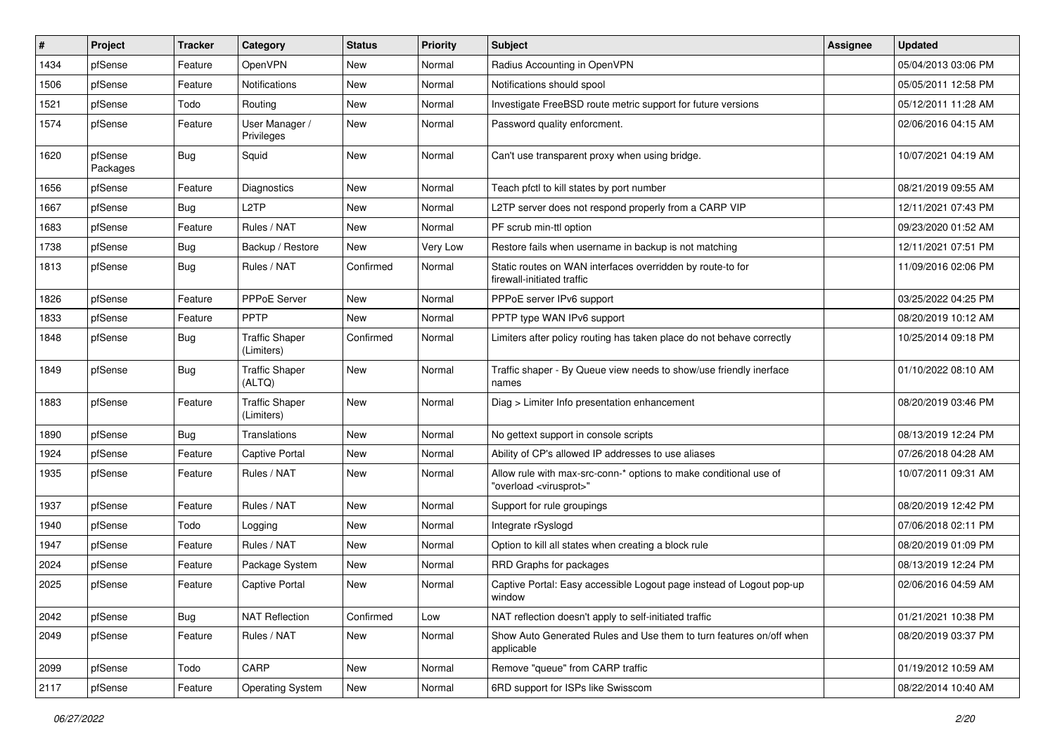| # | Project | Tracker | Category | Status | Priority | Subject | Assignee | Updated |
|---|---|---|---|---|---|---|---|---|
| 1434 | pfSense | Feature | OpenVPN | New | Normal | Radius Accounting in OpenVPN | | 05/04/2013 03:06 PM |
| 1506 | pfSense | Feature | Notifications | New | Normal | Notifications should spool | | 05/05/2011 12:58 PM |
| 1521 | pfSense | Todo | Routing | New | Normal | Investigate FreeBSD route metric support for future versions | | 05/12/2011 11:28 AM |
| 1574 | pfSense | Feature | User Manager / Privileges | New | Normal | Password quality enforcment. | | 02/06/2016 04:15 AM |
| 1620 | pfSense Packages | Bug | Squid | New | Normal | Can't use transparent proxy when using bridge. | | 10/07/2021 04:19 AM |
| 1656 | pfSense | Feature | Diagnostics | New | Normal | Teach pfctl to kill states by port number | | 08/21/2019 09:55 AM |
| 1667 | pfSense | Bug | L2TP | New | Normal | L2TP server does not respond properly from a CARP VIP | | 12/11/2021 07:43 PM |
| 1683 | pfSense | Feature | Rules / NAT | New | Normal | PF scrub min-ttl option | | 09/23/2020 01:52 AM |
| 1738 | pfSense | Bug | Backup / Restore | New | Very Low | Restore fails when username in backup is not matching | | 12/11/2021 07:51 PM |
| 1813 | pfSense | Bug | Rules / NAT | Confirmed | Normal | Static routes on WAN interfaces overridden by route-to for firewall-initiated traffic | | 11/09/2016 02:06 PM |
| 1826 | pfSense | Feature | PPPoE Server | New | Normal | PPPoE server IPv6 support | | 03/25/2022 04:25 PM |
| 1833 | pfSense | Feature | PPTP | New | Normal | PPTP type WAN IPv6 support | | 08/20/2019 10:12 AM |
| 1848 | pfSense | Bug | Traffic Shaper (Limiters) | Confirmed | Normal | Limiters after policy routing has taken place do not behave correctly | | 10/25/2014 09:18 PM |
| 1849 | pfSense | Bug | Traffic Shaper (ALTQ) | New | Normal | Traffic shaper - By Queue view needs to show/use friendly inerface names | | 01/10/2022 08:10 AM |
| 1883 | pfSense | Feature | Traffic Shaper (Limiters) | New | Normal | Diag > Limiter Info presentation enhancement | | 08/20/2019 03:46 PM |
| 1890 | pfSense | Bug | Translations | New | Normal | No gettext support in console scripts | | 08/13/2019 12:24 PM |
| 1924 | pfSense | Feature | Captive Portal | New | Normal | Ability of CP's allowed IP addresses to use aliases | | 07/26/2018 04:28 AM |
| 1935 | pfSense | Feature | Rules / NAT | New | Normal | Allow rule with max-src-conn-* options to make conditional use of "overload <virusprot>" | | 10/07/2011 09:31 AM |
| 1937 | pfSense | Feature | Rules / NAT | New | Normal | Support for rule groupings | | 08/20/2019 12:42 PM |
| 1940 | pfSense | Todo | Logging | New | Normal | Integrate rSyslogd | | 07/06/2018 02:11 PM |
| 1947 | pfSense | Feature | Rules / NAT | New | Normal | Option to kill all states when creating a block rule | | 08/20/2019 01:09 PM |
| 2024 | pfSense | Feature | Package System | New | Normal | RRD Graphs for packages | | 08/13/2019 12:24 PM |
| 2025 | pfSense | Feature | Captive Portal | New | Normal | Captive Portal: Easy accessible Logout page instead of Logout pop-up window | | 02/06/2016 04:59 AM |
| 2042 | pfSense | Bug | NAT Reflection | Confirmed | Low | NAT reflection doesn't apply to self-initiated traffic | | 01/21/2021 10:38 PM |
| 2049 | pfSense | Feature | Rules / NAT | New | Normal | Show Auto Generated Rules and Use them to turn features on/off when applicable | | 08/20/2019 03:37 PM |
| 2099 | pfSense | Todo | CARP | New | Normal | Remove "queue" from CARP traffic | | 01/19/2012 10:59 AM |
| 2117 | pfSense | Feature | Operating System | New | Normal | 6RD support for ISPs like Swisscom | | 08/22/2014 10:40 AM |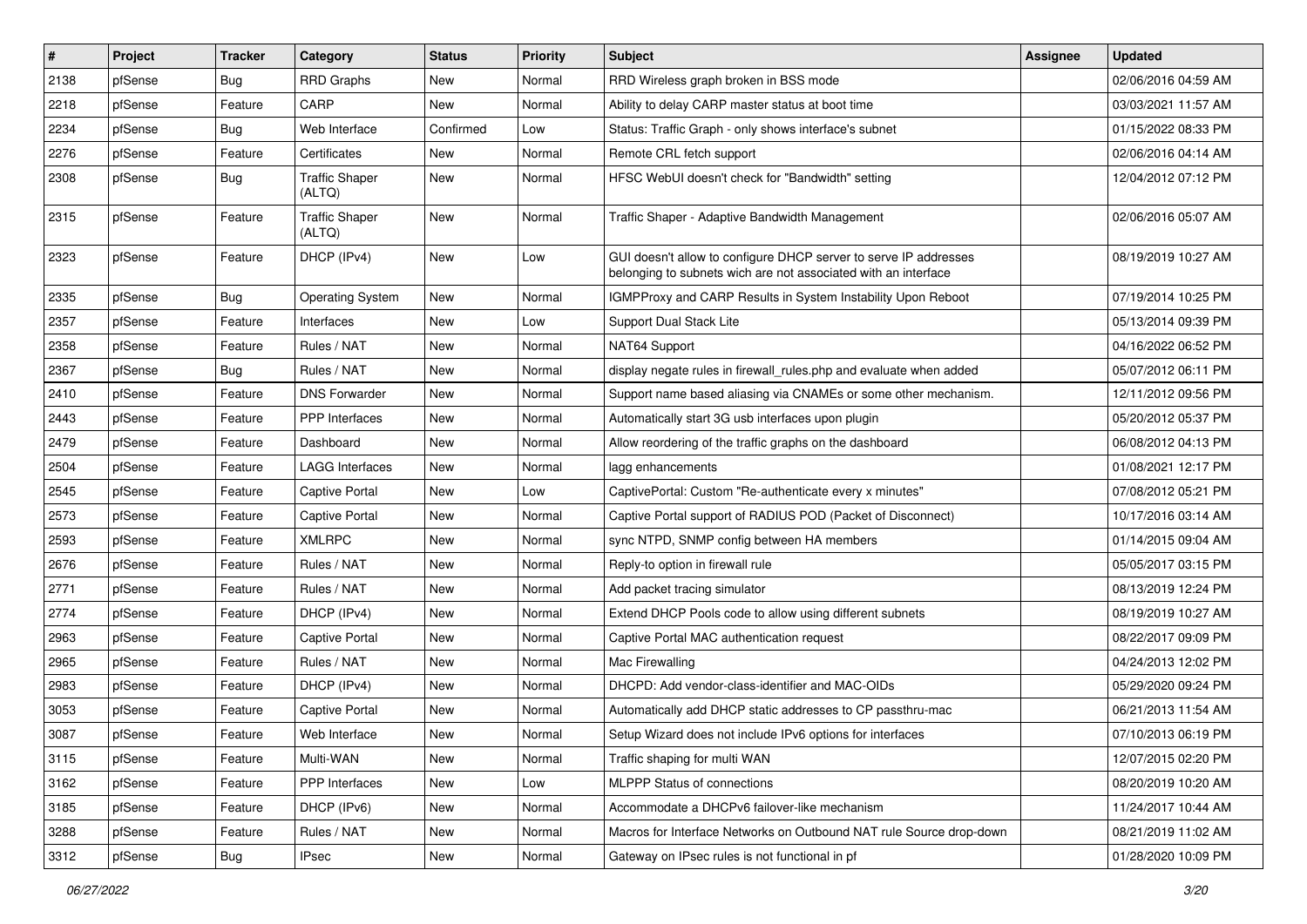| # | Project | Tracker | Category | Status | Priority | Subject | Assignee | Updated |
|---|---|---|---|---|---|---|---|---|
| 2138 | pfSense | Bug | RRD Graphs | New | Normal | RRD Wireless graph broken in BSS mode | | 02/06/2016 04:59 AM |
| 2218 | pfSense | Feature | CARP | New | Normal | Ability to delay CARP master status at boot time | | 03/03/2021 11:57 AM |
| 2234 | pfSense | Bug | Web Interface | Confirmed | Low | Status: Traffic Graph - only shows interface's subnet | | 01/15/2022 08:33 PM |
| 2276 | pfSense | Feature | Certificates | New | Normal | Remote CRL fetch support | | 02/06/2016 04:14 AM |
| 2308 | pfSense | Bug | Traffic Shaper (ALTQ) | New | Normal | HFSC WebUI doesn't check for "Bandwidth" setting | | 12/04/2012 07:12 PM |
| 2315 | pfSense | Feature | Traffic Shaper (ALTQ) | New | Normal | Traffic Shaper - Adaptive Bandwidth Management | | 02/06/2016 05:07 AM |
| 2323 | pfSense | Feature | DHCP (IPv4) | New | Low | GUI doesn't allow to configure DHCP server to serve IP addresses belonging to subnets wich are not associated with an interface | | 08/19/2019 10:27 AM |
| 2335 | pfSense | Bug | Operating System | New | Normal | IGMPProxy and CARP Results in System Instability Upon Reboot | | 07/19/2014 10:25 PM |
| 2357 | pfSense | Feature | Interfaces | New | Low | Support Dual Stack Lite | | 05/13/2014 09:39 PM |
| 2358 | pfSense | Feature | Rules / NAT | New | Normal | NAT64 Support | | 04/16/2022 06:52 PM |
| 2367 | pfSense | Bug | Rules / NAT | New | Normal | display negate rules in firewall_rules.php and evaluate when added | | 05/07/2012 06:11 PM |
| 2410 | pfSense | Feature | DNS Forwarder | New | Normal | Support name based aliasing via CNAMEs or some other mechanism. | | 12/11/2012 09:56 PM |
| 2443 | pfSense | Feature | PPP Interfaces | New | Normal | Automatically start 3G usb interfaces upon plugin | | 05/20/2012 05:37 PM |
| 2479 | pfSense | Feature | Dashboard | New | Normal | Allow reordering of the traffic graphs on the dashboard | | 06/08/2012 04:13 PM |
| 2504 | pfSense | Feature | LAGG Interfaces | New | Normal | lagg enhancements | | 01/08/2021 12:17 PM |
| 2545 | pfSense | Feature | Captive Portal | New | Low | CaptivePortal: Custom "Re-authenticate every x minutes" | | 07/08/2012 05:21 PM |
| 2573 | pfSense | Feature | Captive Portal | New | Normal | Captive Portal support of RADIUS POD (Packet of Disconnect) | | 10/17/2016 03:14 AM |
| 2593 | pfSense | Feature | XMLRPC | New | Normal | sync NTPD, SNMP config between HA members | | 01/14/2015 09:04 AM |
| 2676 | pfSense | Feature | Rules / NAT | New | Normal | Reply-to option in firewall rule | | 05/05/2017 03:15 PM |
| 2771 | pfSense | Feature | Rules / NAT | New | Normal | Add packet tracing simulator | | 08/13/2019 12:24 PM |
| 2774 | pfSense | Feature | DHCP (IPv4) | New | Normal | Extend DHCP Pools code to allow using different subnets | | 08/19/2019 10:27 AM |
| 2963 | pfSense | Feature | Captive Portal | New | Normal | Captive Portal MAC authentication request | | 08/22/2017 09:09 PM |
| 2965 | pfSense | Feature | Rules / NAT | New | Normal | Mac Firewalling | | 04/24/2013 12:02 PM |
| 2983 | pfSense | Feature | DHCP (IPv4) | New | Normal | DHCPD: Add vendor-class-identifier and MAC-OIDs | | 05/29/2020 09:24 PM |
| 3053 | pfSense | Feature | Captive Portal | New | Normal | Automatically add DHCP static addresses to CP passthru-mac | | 06/21/2013 11:54 AM |
| 3087 | pfSense | Feature | Web Interface | New | Normal | Setup Wizard does not include IPv6 options for interfaces | | 07/10/2013 06:19 PM |
| 3115 | pfSense | Feature | Multi-WAN | New | Normal | Traffic shaping for multi WAN | | 12/07/2015 02:20 PM |
| 3162 | pfSense | Feature | PPP Interfaces | New | Low | MLPPP Status of connections | | 08/20/2019 10:20 AM |
| 3185 | pfSense | Feature | DHCP (IPv6) | New | Normal | Accommodate a DHCPv6 failover-like mechanism | | 11/24/2017 10:44 AM |
| 3288 | pfSense | Feature | Rules / NAT | New | Normal | Macros for Interface Networks on Outbound NAT rule Source drop-down | | 08/21/2019 11:02 AM |
| 3312 | pfSense | Bug | IPsec | New | Normal | Gateway on IPsec rules is not functional in pf | | 01/28/2020 10:09 PM |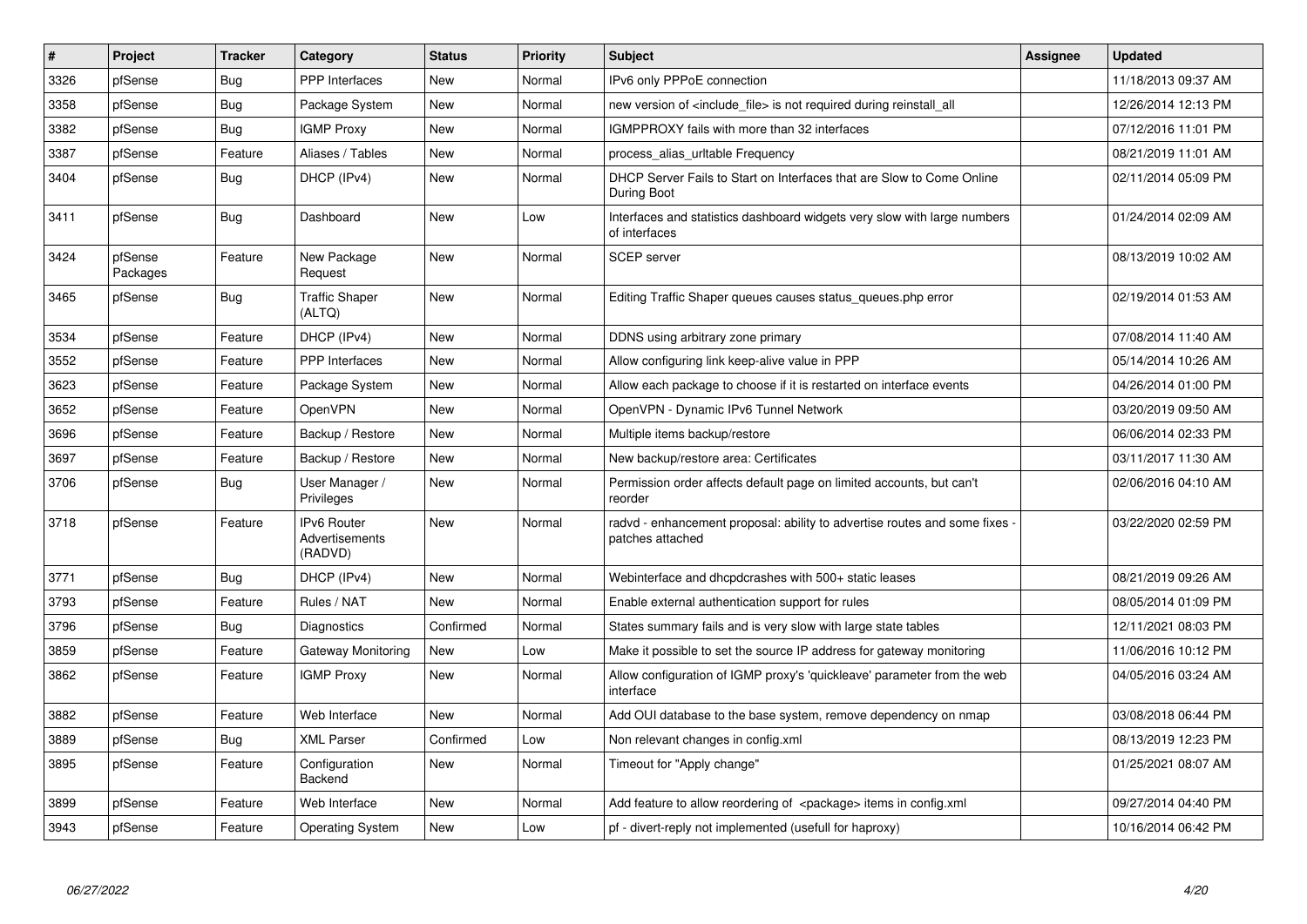| # | Project | Tracker | Category | Status | Priority | Subject | Assignee | Updated |
|---|---|---|---|---|---|---|---|---|
| 3326 | pfSense | Bug | PPP Interfaces | New | Normal | IPv6 only PPPoE connection | | 11/18/2013 09:37 AM |
| 3358 | pfSense | Bug | Package System | New | Normal | new version of <include_file> is not required during reinstall_all | | 12/26/2014 12:13 PM |
| 3382 | pfSense | Bug | IGMP Proxy | New | Normal | IGMPPROXY fails with more than 32 interfaces | | 07/12/2016 11:01 PM |
| 3387 | pfSense | Feature | Aliases / Tables | New | Normal | process_alias_urltable Frequency | | 08/21/2019 11:01 AM |
| 3404 | pfSense | Bug | DHCP (IPv4) | New | Normal | DHCP Server Fails to Start on Interfaces that are Slow to Come Online During Boot | | 02/11/2014 05:09 PM |
| 3411 | pfSense | Bug | Dashboard | New | Low | Interfaces and statistics dashboard widgets very slow with large numbers of interfaces | | 01/24/2014 02:09 AM |
| 3424 | pfSense Packages | Feature | New Package Request | New | Normal | SCEP server | | 08/13/2019 10:02 AM |
| 3465 | pfSense | Bug | Traffic Shaper (ALTQ) | New | Normal | Editing Traffic Shaper queues causes status_queues.php error | | 02/19/2014 01:53 AM |
| 3534 | pfSense | Feature | DHCP (IPv4) | New | Normal | DDNS using arbitrary zone primary | | 07/08/2014 11:40 AM |
| 3552 | pfSense | Feature | PPP Interfaces | New | Normal | Allow configuring link keep-alive value in PPP | | 05/14/2014 10:26 AM |
| 3623 | pfSense | Feature | Package System | New | Normal | Allow each package to choose if it is restarted on interface events | | 04/26/2014 01:00 PM |
| 3652 | pfSense | Feature | OpenVPN | New | Normal | OpenVPN - Dynamic IPv6 Tunnel Network | | 03/20/2019 09:50 AM |
| 3696 | pfSense | Feature | Backup / Restore | New | Normal | Multiple items backup/restore | | 06/06/2014 02:33 PM |
| 3697 | pfSense | Feature | Backup / Restore | New | Normal | New backup/restore area: Certificates | | 03/11/2017 11:30 AM |
| 3706 | pfSense | Bug | User Manager / Privileges | New | Normal | Permission order affects default page on limited accounts, but can't reorder | | 02/06/2016 04:10 AM |
| 3718 | pfSense | Feature | IPv6 Router Advertisements (RADVD) | New | Normal | radvd - enhancement proposal: ability to advertise routes and some fixes - patches attached | | 03/22/2020 02:59 PM |
| 3771 | pfSense | Bug | DHCP (IPv4) | New | Normal | Webinterface and dhcpdcrashes with 500+ static leases | | 08/21/2019 09:26 AM |
| 3793 | pfSense | Feature | Rules / NAT | New | Normal | Enable external authentication support for rules | | 08/05/2014 01:09 PM |
| 3796 | pfSense | Bug | Diagnostics | Confirmed | Normal | States summary fails and is very slow with large state tables | | 12/11/2021 08:03 PM |
| 3859 | pfSense | Feature | Gateway Monitoring | New | Low | Make it possible to set the source IP address for gateway monitoring | | 11/06/2016 10:12 PM |
| 3862 | pfSense | Feature | IGMP Proxy | New | Normal | Allow configuration of IGMP proxy's 'quickleave' parameter from the web interface | | 04/05/2016 03:24 AM |
| 3882 | pfSense | Feature | Web Interface | New | Normal | Add OUI database to the base system, remove dependency on nmap | | 03/08/2018 06:44 PM |
| 3889 | pfSense | Bug | XML Parser | Confirmed | Low | Non relevant changes in config.xml | | 08/13/2019 12:23 PM |
| 3895 | pfSense | Feature | Configuration Backend | New | Normal | Timeout for "Apply change" | | 01/25/2021 08:07 AM |
| 3899 | pfSense | Feature | Web Interface | New | Normal | Add feature to allow reordering of <package> items in config.xml | | 09/27/2014 04:40 PM |
| 3943 | pfSense | Feature | Operating System | New | Low | pf - divert-reply not implemented (usefull for haproxy) | | 10/16/2014 06:42 PM |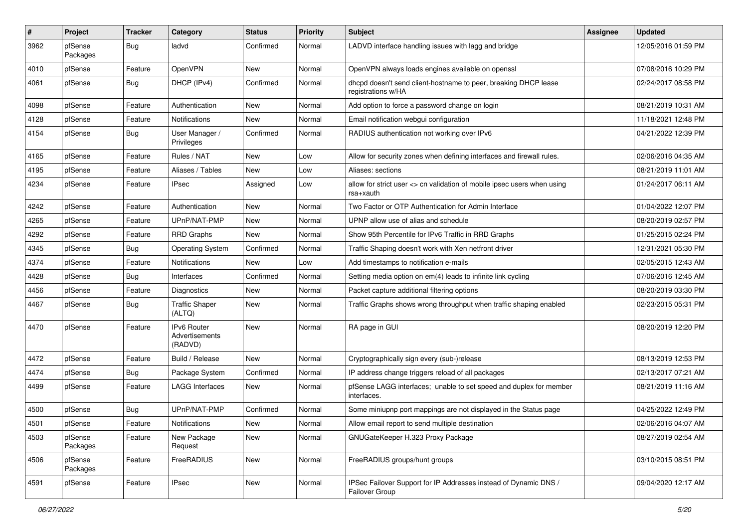| # | Project | Tracker | Category | Status | Priority | Subject | Assignee | Updated |
|---|---|---|---|---|---|---|---|---|
| 3962 | pfSense Packages | Bug | ladvd | Confirmed | Normal | LADVD interface handling issues with lagg and bridge | | 12/05/2016 01:59 PM |
| 4010 | pfSense | Feature | OpenVPN | New | Normal | OpenVPN always loads engines available on openssl | | 07/08/2016 10:29 PM |
| 4061 | pfSense | Bug | DHCP (IPv4) | Confirmed | Normal | dhcpd doesn't send client-hostname to peer, breaking DHCP lease registrations w/HA | | 02/24/2017 08:58 PM |
| 4098 | pfSense | Feature | Authentication | New | Normal | Add option to force a password change on login | | 08/21/2019 10:31 AM |
| 4128 | pfSense | Feature | Notifications | New | Normal | Email notification webgui configuration | | 11/18/2021 12:48 PM |
| 4154 | pfSense | Bug | User Manager / Privileges | Confirmed | Normal | RADIUS authentication not working over IPv6 | | 04/21/2022 12:39 PM |
| 4165 | pfSense | Feature | Rules / NAT | New | Low | Allow for security zones when defining interfaces and firewall rules. | | 02/06/2016 04:35 AM |
| 4195 | pfSense | Feature | Aliases / Tables | New | Low | Aliases: sections | | 08/21/2019 11:01 AM |
| 4234 | pfSense | Feature | IPsec | Assigned | Low | allow for strict user <> cn validation of mobile ipsec users when using rsa+xauth | | 01/24/2017 06:11 AM |
| 4242 | pfSense | Feature | Authentication | New | Normal | Two Factor or OTP Authentication for Admin Interface | | 01/04/2022 12:07 PM |
| 4265 | pfSense | Feature | UPnP/NAT-PMP | New | Normal | UPNP allow use of alias and schedule | | 08/20/2019 02:57 PM |
| 4292 | pfSense | Feature | RRD Graphs | New | Normal | Show 95th Percentile for IPv6 Traffic in RRD Graphs | | 01/25/2015 02:24 PM |
| 4345 | pfSense | Bug | Operating System | Confirmed | Normal | Traffic Shaping doesn't work with Xen netfront driver | | 12/31/2021 05:30 PM |
| 4374 | pfSense | Feature | Notifications | New | Low | Add timestamps to notification e-mails | | 02/05/2015 12:43 AM |
| 4428 | pfSense | Bug | Interfaces | Confirmed | Normal | Setting media option on em(4) leads to infinite link cycling | | 07/06/2016 12:45 AM |
| 4456 | pfSense | Feature | Diagnostics | New | Normal | Packet capture additional filtering options | | 08/20/2019 03:30 PM |
| 4467 | pfSense | Bug | Traffic Shaper (ALTQ) | New | Normal | Traffic Graphs shows wrong throughput when traffic shaping enabled | | 02/23/2015 05:31 PM |
| 4470 | pfSense | Feature | IPv6 Router Advertisements (RADVD) | New | Normal | RA page in GUI | | 08/20/2019 12:20 PM |
| 4472 | pfSense | Feature | Build / Release | New | Normal | Cryptographically sign every (sub-)release | | 08/13/2019 12:53 PM |
| 4474 | pfSense | Bug | Package System | Confirmed | Normal | IP address change triggers reload of all packages | | 02/13/2017 07:21 AM |
| 4499 | pfSense | Feature | LAGG Interfaces | New | Normal | pfSense LAGG interfaces; unable to set speed and duplex for member interfaces. | | 08/21/2019 11:16 AM |
| 4500 | pfSense | Bug | UPnP/NAT-PMP | Confirmed | Normal | Some miniupnp port mappings are not displayed in the Status page | | 04/25/2022 12:49 PM |
| 4501 | pfSense | Feature | Notifications | New | Normal | Allow email report to send multiple destination | | 02/06/2016 04:07 AM |
| 4503 | pfSense Packages | Feature | New Package Request | New | Normal | GNUGateKeeper H.323 Proxy Package | | 08/27/2019 02:54 AM |
| 4506 | pfSense Packages | Feature | FreeRADIUS | New | Normal | FreeRADIUS groups/hunt groups | | 03/10/2015 08:51 PM |
| 4591 | pfSense | Feature | IPsec | New | Normal | IPSec Failover Support for IP Addresses instead of Dynamic DNS / Failover Group | | 09/04/2020 12:17 AM |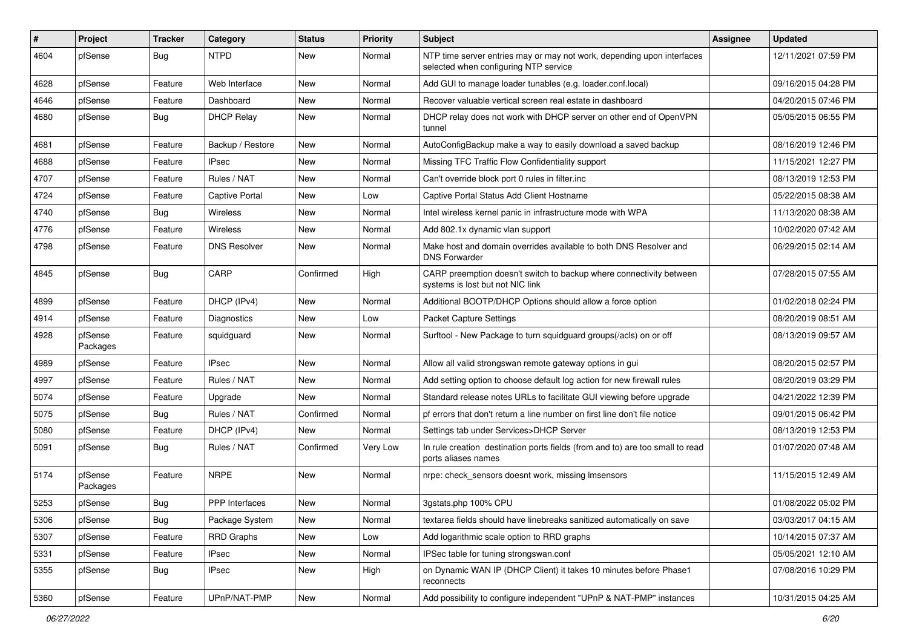| # | Project | Tracker | Category | Status | Priority | Subject | Assignee | Updated |
|---|---|---|---|---|---|---|---|---|
| 4604 | pfSense | Bug | NTPD | New | Normal | NTP time server entries may or may not work, depending upon interfaces selected when configuring NTP service | | 12/11/2021 07:59 PM |
| 4628 | pfSense | Feature | Web Interface | New | Normal | Add GUI to manage loader tunables (e.g. loader.conf.local) | | 09/16/2015 04:28 PM |
| 4646 | pfSense | Feature | Dashboard | New | Normal | Recover valuable vertical screen real estate in dashboard | | 04/20/2015 07:46 PM |
| 4680 | pfSense | Bug | DHCP Relay | New | Normal | DHCP relay does not work with DHCP server on other end of OpenVPN tunnel | | 05/05/2015 06:55 PM |
| 4681 | pfSense | Feature | Backup / Restore | New | Normal | AutoConfigBackup make a way to easily download a saved backup | | 08/16/2019 12:46 PM |
| 4688 | pfSense | Feature | IPsec | New | Normal | Missing TFC Traffic Flow Confidentiality support | | 11/15/2021 12:27 PM |
| 4707 | pfSense | Feature | Rules / NAT | New | Normal | Can't override block port 0 rules in filter.inc | | 08/13/2019 12:53 PM |
| 4724 | pfSense | Feature | Captive Portal | New | Low | Captive Portal Status Add Client Hostname | | 05/22/2015 08:38 AM |
| 4740 | pfSense | Bug | Wireless | New | Normal | Intel wireless kernel panic in infrastructure mode with WPA | | 11/13/2020 08:38 AM |
| 4776 | pfSense | Feature | Wireless | New | Normal | Add 802.1x dynamic vlan support | | 10/02/2020 07:42 AM |
| 4798 | pfSense | Feature | DNS Resolver | New | Normal | Make host and domain overrides available to both DNS Resolver and DNS Forwarder | | 06/29/2015 02:14 AM |
| 4845 | pfSense | Bug | CARP | Confirmed | High | CARP preemption doesn't switch to backup where connectivity between systems is lost but not NIC link | | 07/28/2015 07:55 AM |
| 4899 | pfSense | Feature | DHCP (IPv4) | New | Normal | Additional BOOTP/DHCP Options should allow a force option | | 01/02/2018 02:24 PM |
| 4914 | pfSense | Feature | Diagnostics | New | Low | Packet Capture Settings | | 08/20/2019 08:51 AM |
| 4928 | pfSense Packages | Feature | squidguard | New | Normal | Surftool - New Package to turn squidguard groups(/acls) on or off | | 08/13/2019 09:57 AM |
| 4989 | pfSense | Feature | IPsec | New | Normal | Allow all valid strongswan remote gateway options in gui | | 08/20/2015 02:57 PM |
| 4997 | pfSense | Feature | Rules / NAT | New | Normal | Add setting option to choose default log action for new firewall rules | | 08/20/2019 03:29 PM |
| 5074 | pfSense | Feature | Upgrade | New | Normal | Standard release notes URLs to facilitate GUI viewing before upgrade | | 04/21/2022 12:39 PM |
| 5075 | pfSense | Bug | Rules / NAT | Confirmed | Normal | pf errors that don't return a line number on first line don't file notice | | 09/01/2015 06:42 PM |
| 5080 | pfSense | Feature | DHCP (IPv4) | New | Normal | Settings tab under Services>DHCP Server | | 08/13/2019 12:53 PM |
| 5091 | pfSense | Bug | Rules / NAT | Confirmed | Very Low | In rule creation destination ports fields (from and to) are too small to read ports aliases names | | 01/07/2020 07:48 AM |
| 5174 | pfSense Packages | Feature | NRPE | New | Normal | nrpe: check_sensors doesnt work, missing lmsensors | | 11/15/2015 12:49 AM |
| 5253 | pfSense | Bug | PPP Interfaces | New | Normal | 3gstats.php 100% CPU | | 01/08/2022 05:02 PM |
| 5306 | pfSense | Bug | Package System | New | Normal | textarea fields should have linebreaks sanitized automatically on save | | 03/03/2017 04:15 AM |
| 5307 | pfSense | Feature | RRD Graphs | New | Low | Add logarithmic scale option to RRD graphs | | 10/14/2015 07:37 AM |
| 5331 | pfSense | Feature | IPsec | New | Normal | IPSec table for tuning strongswan.conf | | 05/05/2021 12:10 AM |
| 5355 | pfSense | Bug | IPsec | New | High | on Dynamic WAN IP (DHCP Client) it takes 10 minutes before Phase1 reconnects | | 07/08/2016 10:29 PM |
| 5360 | pfSense | Feature | UPnP/NAT-PMP | New | Normal | Add possibility to configure independent "UPnP & NAT-PMP" instances | | 10/31/2015 04:25 AM |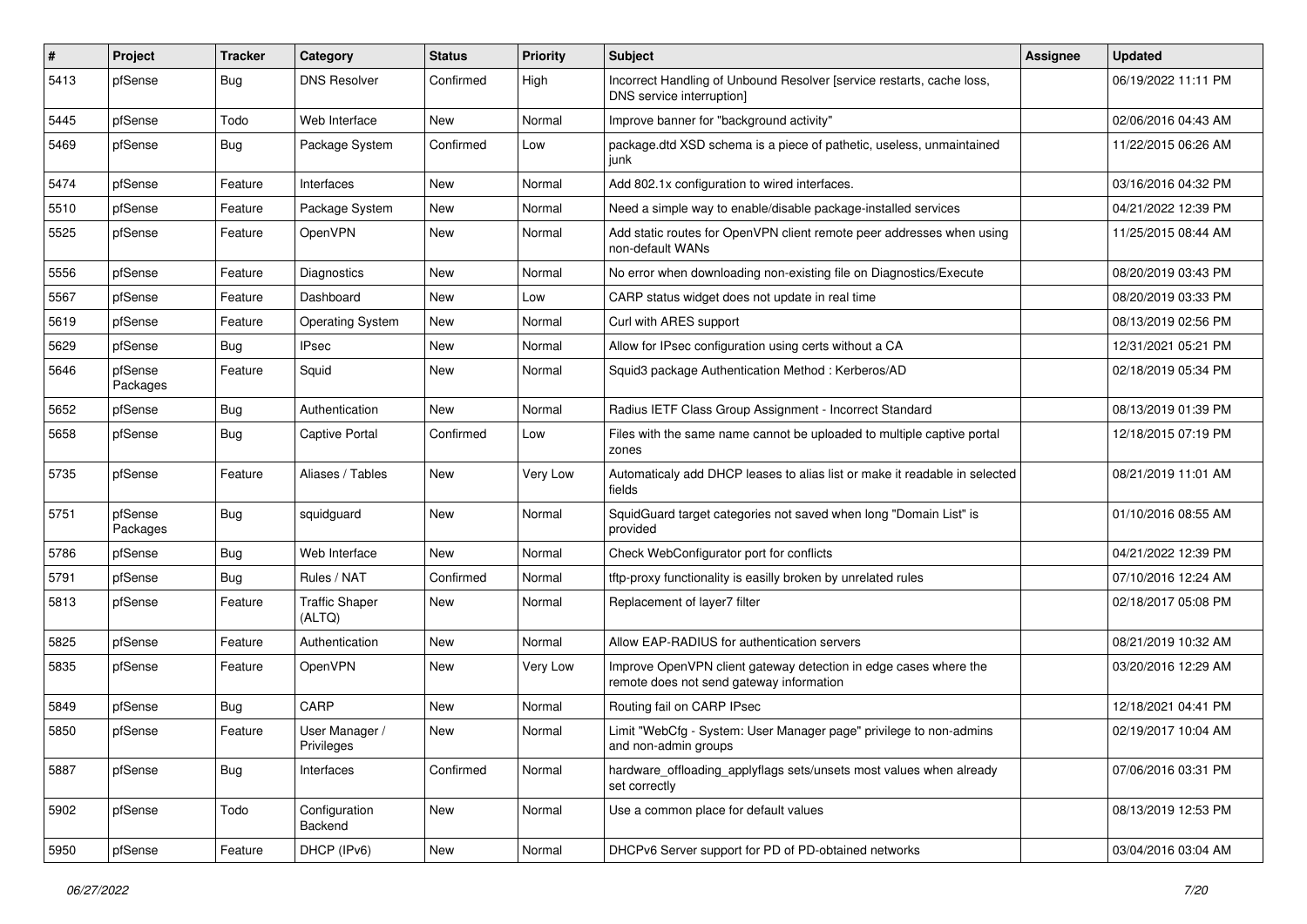| # | Project | Tracker | Category | Status | Priority | Subject | Assignee | Updated |
|---|---|---|---|---|---|---|---|---|
| 5413 | pfSense | Bug | DNS Resolver | Confirmed | High | Incorrect Handling of Unbound Resolver [service restarts, cache loss, DNS service interruption] | | 06/19/2022 11:11 PM |
| 5445 | pfSense | Todo | Web Interface | New | Normal | Improve banner for "background activity" | | 02/06/2016 04:43 AM |
| 5469 | pfSense | Bug | Package System | Confirmed | Low | package.dtd XSD schema is a piece of pathetic, useless, unmaintained junk | | 11/22/2015 06:26 AM |
| 5474 | pfSense | Feature | Interfaces | New | Normal | Add 802.1x configuration to wired interfaces. | | 03/16/2016 04:32 PM |
| 5510 | pfSense | Feature | Package System | New | Normal | Need a simple way to enable/disable package-installed services | | 04/21/2022 12:39 PM |
| 5525 | pfSense | Feature | OpenVPN | New | Normal | Add static routes for OpenVPN client remote peer addresses when using non-default WANs | | 11/25/2015 08:44 AM |
| 5556 | pfSense | Feature | Diagnostics | New | Normal | No error when downloading non-existing file on Diagnostics/Execute | | 08/20/2019 03:43 PM |
| 5567 | pfSense | Feature | Dashboard | New | Low | CARP status widget does not update in real time | | 08/20/2019 03:33 PM |
| 5619 | pfSense | Feature | Operating System | New | Normal | Curl with ARES support | | 08/13/2019 02:56 PM |
| 5629 | pfSense | Bug | IPsec | New | Normal | Allow for IPsec configuration using certs without a CA | | 12/31/2021 05:21 PM |
| 5646 | pfSense Packages | Feature | Squid | New | Normal | Squid3 package Authentication Method : Kerberos/AD | | 02/18/2019 05:34 PM |
| 5652 | pfSense | Bug | Authentication | New | Normal | Radius IETF Class Group Assignment - Incorrect Standard | | 08/13/2019 01:39 PM |
| 5658 | pfSense | Bug | Captive Portal | Confirmed | Low | Files with the same name cannot be uploaded to multiple captive portal zones | | 12/18/2015 07:19 PM |
| 5735 | pfSense | Feature | Aliases / Tables | New | Very Low | Automaticaly add DHCP leases to alias list or make it readable in selected fields | | 08/21/2019 11:01 AM |
| 5751 | pfSense Packages | Bug | squidguard | New | Normal | SquidGuard target categories not saved when long "Domain List" is provided | | 01/10/2016 08:55 AM |
| 5786 | pfSense | Bug | Web Interface | New | Normal | Check WebConfigurator port for conflicts | | 04/21/2022 12:39 PM |
| 5791 | pfSense | Bug | Rules / NAT | Confirmed | Normal | tftp-proxy functionality is easilly broken by unrelated rules | | 07/10/2016 12:24 AM |
| 5813 | pfSense | Feature | Traffic Shaper (ALTQ) | New | Normal | Replacement of layer7 filter | | 02/18/2017 05:08 PM |
| 5825 | pfSense | Feature | Authentication | New | Normal | Allow EAP-RADIUS for authentication servers | | 08/21/2019 10:32 AM |
| 5835 | pfSense | Feature | OpenVPN | New | Very Low | Improve OpenVPN client gateway detection in edge cases where the remote does not send gateway information | | 03/20/2016 12:29 AM |
| 5849 | pfSense | Bug | CARP | New | Normal | Routing fail on CARP IPsec | | 12/18/2021 04:41 PM |
| 5850 | pfSense | Feature | User Manager / Privileges | New | Normal | Limit "WebCfg - System: User Manager page" privilege to non-admins and non-admin groups | | 02/19/2017 10:04 AM |
| 5887 | pfSense | Bug | Interfaces | Confirmed | Normal | hardware_offloading_applyflags sets/unsets most values when already set correctly | | 07/06/2016 03:31 PM |
| 5902 | pfSense | Todo | Configuration Backend | New | Normal | Use a common place for default values | | 08/13/2019 12:53 PM |
| 5950 | pfSense | Feature | DHCP (IPv6) | New | Normal | DHCPv6 Server support for PD of PD-obtained networks | | 03/04/2016 03:04 AM |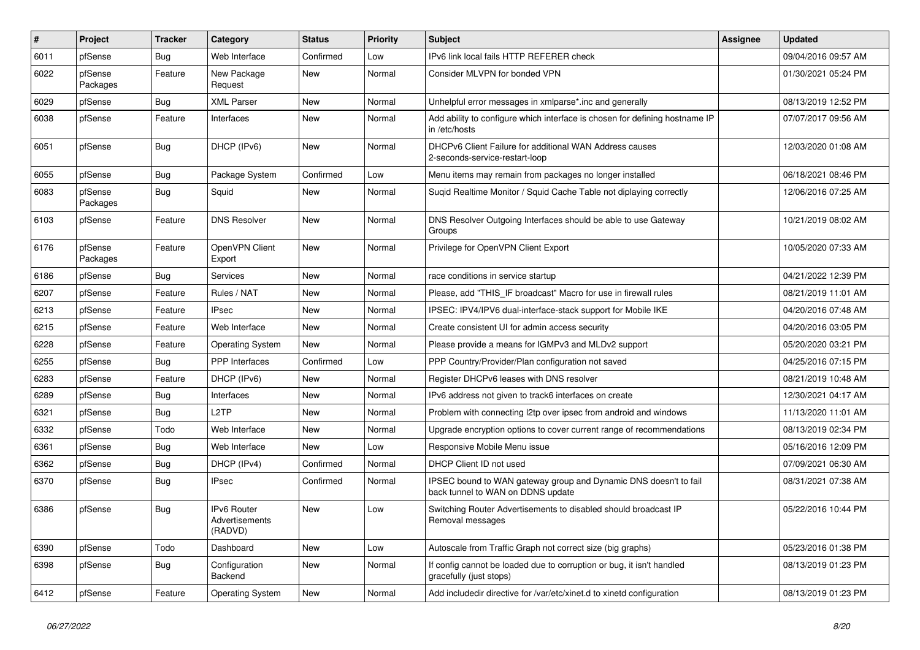| # | Project | Tracker | Category | Status | Priority | Subject | Assignee | Updated |
|---|---|---|---|---|---|---|---|---|
| 6011 | pfSense | Bug | Web Interface | Confirmed | Low | IPv6 link local fails HTTP REFERER check | | 09/04/2016 09:57 AM |
| 6022 | pfSense Packages | Feature | New Package Request | New | Normal | Consider MLVPN for bonded VPN | | 01/30/2021 05:24 PM |
| 6029 | pfSense | Bug | XML Parser | New | Normal | Unhelpful error messages in xmlparse*.inc and generally | | 08/13/2019 12:52 PM |
| 6038 | pfSense | Feature | Interfaces | New | Normal | Add ability to configure which interface is chosen for defining hostname IP in /etc/hosts | | 07/07/2017 09:56 AM |
| 6051 | pfSense | Bug | DHCP (IPv6) | New | Normal | DHCPv6 Client Failure for additional WAN Address causes 2-seconds-service-restart-loop | | 12/03/2020 01:08 AM |
| 6055 | pfSense | Bug | Package System | Confirmed | Low | Menu items may remain from packages no longer installed | | 06/18/2021 08:46 PM |
| 6083 | pfSense Packages | Bug | Squid | New | Normal | Suqid Realtime Monitor / Squid Cache Table not diplaying correctly | | 12/06/2016 07:25 AM |
| 6103 | pfSense | Feature | DNS Resolver | New | Normal | DNS Resolver Outgoing Interfaces should be able to use Gateway Groups | | 10/21/2019 08:02 AM |
| 6176 | pfSense Packages | Feature | OpenVPN Client Export | New | Normal | Privilege for OpenVPN Client Export | | 10/05/2020 07:33 AM |
| 6186 | pfSense | Bug | Services | New | Normal | race conditions in service startup | | 04/21/2022 12:39 PM |
| 6207 | pfSense | Feature | Rules / NAT | New | Normal | Please, add "THIS_IF broadcast" Macro for use in firewall rules | | 08/21/2019 11:01 AM |
| 6213 | pfSense | Feature | IPsec | New | Normal | IPSEC: IPV4/IPV6 dual-interface-stack support for Mobile IKE | | 04/20/2016 07:48 AM |
| 6215 | pfSense | Feature | Web Interface | New | Normal | Create consistent UI for admin access security | | 04/20/2016 03:05 PM |
| 6228 | pfSense | Feature | Operating System | New | Normal | Please provide a means for IGMPv3 and MLDv2 support | | 05/20/2020 03:21 PM |
| 6255 | pfSense | Bug | PPP Interfaces | Confirmed | Low | PPP Country/Provider/Plan configuration not saved | | 04/25/2016 07:15 PM |
| 6283 | pfSense | Feature | DHCP (IPv6) | New | Normal | Register DHCPv6 leases with DNS resolver | | 08/21/2019 10:48 AM |
| 6289 | pfSense | Bug | Interfaces | New | Normal | IPv6 address not given to track6 interfaces on create | | 12/30/2021 04:17 AM |
| 6321 | pfSense | Bug | L2TP | New | Normal | Problem with connecting l2tp over ipsec from android and windows | | 11/13/2020 11:01 AM |
| 6332 | pfSense | Todo | Web Interface | New | Normal | Upgrade encryption options to cover current range of recommendations | | 08/13/2019 02:34 PM |
| 6361 | pfSense | Bug | Web Interface | New | Low | Responsive Mobile Menu issue | | 05/16/2016 12:09 PM |
| 6362 | pfSense | Bug | DHCP (IPv4) | Confirmed | Normal | DHCP Client ID not used | | 07/09/2021 06:30 AM |
| 6370 | pfSense | Bug | IPsec | Confirmed | Normal | IPSEC bound to WAN gateway group and Dynamic DNS doesn't to fail back tunnel to WAN on DDNS update | | 08/31/2021 07:38 AM |
| 6386 | pfSense | Bug | IPv6 Router Advertisements (RADVD) | New | Low | Switching Router Advertisements to disabled should broadcast IP Removal messages | | 05/22/2016 10:44 PM |
| 6390 | pfSense | Todo | Dashboard | New | Low | Autoscale from Traffic Graph not correct size (big graphs) | | 05/23/2016 01:38 PM |
| 6398 | pfSense | Bug | Configuration Backend | New | Normal | If config cannot be loaded due to corruption or bug, it isn't handled gracefully (just stops) | | 08/13/2019 01:23 PM |
| 6412 | pfSense | Feature | Operating System | New | Normal | Add includedir directive for /var/etc/xinet.d to xinetd configuration | | 08/13/2019 01:23 PM |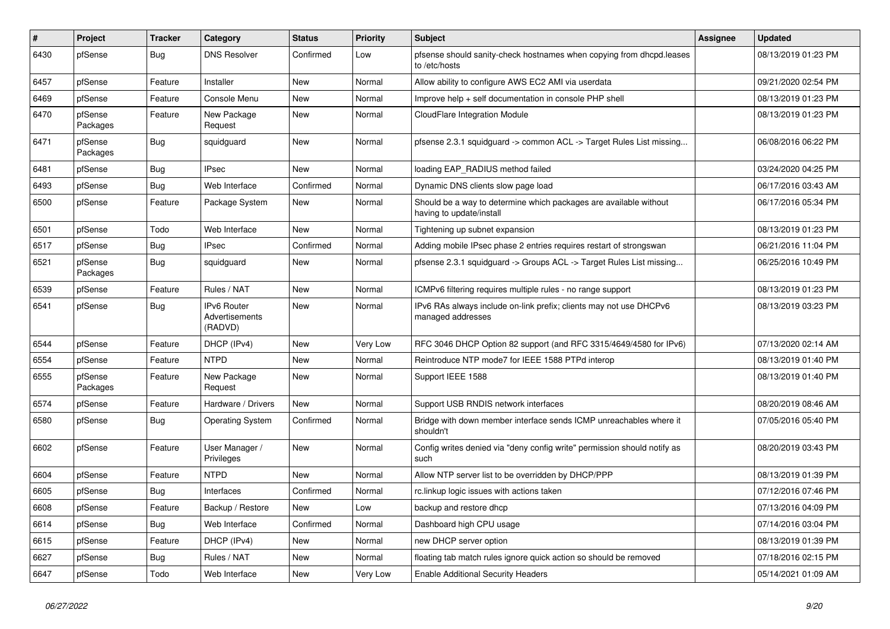| # | Project | Tracker | Category | Status | Priority | Subject | Assignee | Updated |
|---|---|---|---|---|---|---|---|---|
| 6430 | pfSense | Bug | DNS Resolver | Confirmed | Low | pfsense should sanity-check hostnames when copying from dhcpd.leases to /etc/hosts | | 08/13/2019 01:23 PM |
| 6457 | pfSense | Feature | Installer | New | Normal | Allow ability to configure AWS EC2 AMI via userdata | | 09/21/2020 02:54 PM |
| 6469 | pfSense | Feature | Console Menu | New | Normal | Improve help + self documentation in console PHP shell | | 08/13/2019 01:23 PM |
| 6470 | pfSense Packages | Feature | New Package Request | New | Normal | CloudFlare Integration Module | | 08/13/2019 01:23 PM |
| 6471 | pfSense Packages | Bug | squidguard | New | Normal | pfsense 2.3.1 squidguard -> common ACL -> Target Rules List missing... | | 06/08/2016 06:22 PM |
| 6481 | pfSense | Bug | IPsec | New | Normal | loading EAP_RADIUS method failed | | 03/24/2020 04:25 PM |
| 6493 | pfSense | Bug | Web Interface | Confirmed | Normal | Dynamic DNS clients slow page load | | 06/17/2016 03:43 AM |
| 6500 | pfSense | Feature | Package System | New | Normal | Should be a way to determine which packages are available without having to update/install | | 06/17/2016 05:34 PM |
| 6501 | pfSense | Todo | Web Interface | New | Normal | Tightening up subnet expansion | | 08/13/2019 01:23 PM |
| 6517 | pfSense | Bug | IPsec | Confirmed | Normal | Adding mobile IPsec phase 2 entries requires restart of strongswan | | 06/21/2016 11:04 PM |
| 6521 | pfSense Packages | Bug | squidguard | New | Normal | pfsense 2.3.1 squidguard -> Groups ACL -> Target Rules List missing... | | 06/25/2016 10:49 PM |
| 6539 | pfSense | Feature | Rules / NAT | New | Normal | ICMPv6 filtering requires multiple rules - no range support | | 08/13/2019 01:23 PM |
| 6541 | pfSense | Bug | IPv6 Router Advertisements (RADVD) | New | Normal | IPv6 RAs always include on-link prefix; clients may not use DHCPv6 managed addresses | | 08/13/2019 03:23 PM |
| 6544 | pfSense | Feature | DHCP (IPv4) | New | Very Low | RFC 3046 DHCP Option 82 support (and RFC 3315/4649/4580 for IPv6) | | 07/13/2020 02:14 AM |
| 6554 | pfSense | Feature | NTPD | New | Normal | Reintroduce NTP mode7 for IEEE 1588 PTPd interop | | 08/13/2019 01:40 PM |
| 6555 | pfSense Packages | Feature | New Package Request | New | Normal | Support IEEE 1588 | | 08/13/2019 01:40 PM |
| 6574 | pfSense | Feature | Hardware / Drivers | New | Normal | Support USB RNDIS network interfaces | | 08/20/2019 08:46 AM |
| 6580 | pfSense | Bug | Operating System | Confirmed | Normal | Bridge with down member interface sends ICMP unreachables where it shouldn't | | 07/05/2016 05:40 PM |
| 6602 | pfSense | Feature | User Manager / Privileges | New | Normal | Config writes denied via "deny config write" permission should notify as such | | 08/20/2019 03:43 PM |
| 6604 | pfSense | Feature | NTPD | New | Normal | Allow NTP server list to be overridden by DHCP/PPP | | 08/13/2019 01:39 PM |
| 6605 | pfSense | Bug | Interfaces | Confirmed | Normal | rc.linkup logic issues with actions taken | | 07/12/2016 07:46 PM |
| 6608 | pfSense | Feature | Backup / Restore | New | Low | backup and restore dhcp | | 07/13/2016 04:09 PM |
| 6614 | pfSense | Bug | Web Interface | Confirmed | Normal | Dashboard high CPU usage | | 07/14/2016 03:04 PM |
| 6615 | pfSense | Feature | DHCP (IPv4) | New | Normal | new DHCP server option | | 08/13/2019 01:39 PM |
| 6627 | pfSense | Bug | Rules / NAT | New | Normal | floating tab match rules ignore quick action so should be removed | | 07/18/2016 02:15 PM |
| 6647 | pfSense | Todo | Web Interface | New | Very Low | Enable Additional Security Headers | | 05/14/2021 01:09 AM |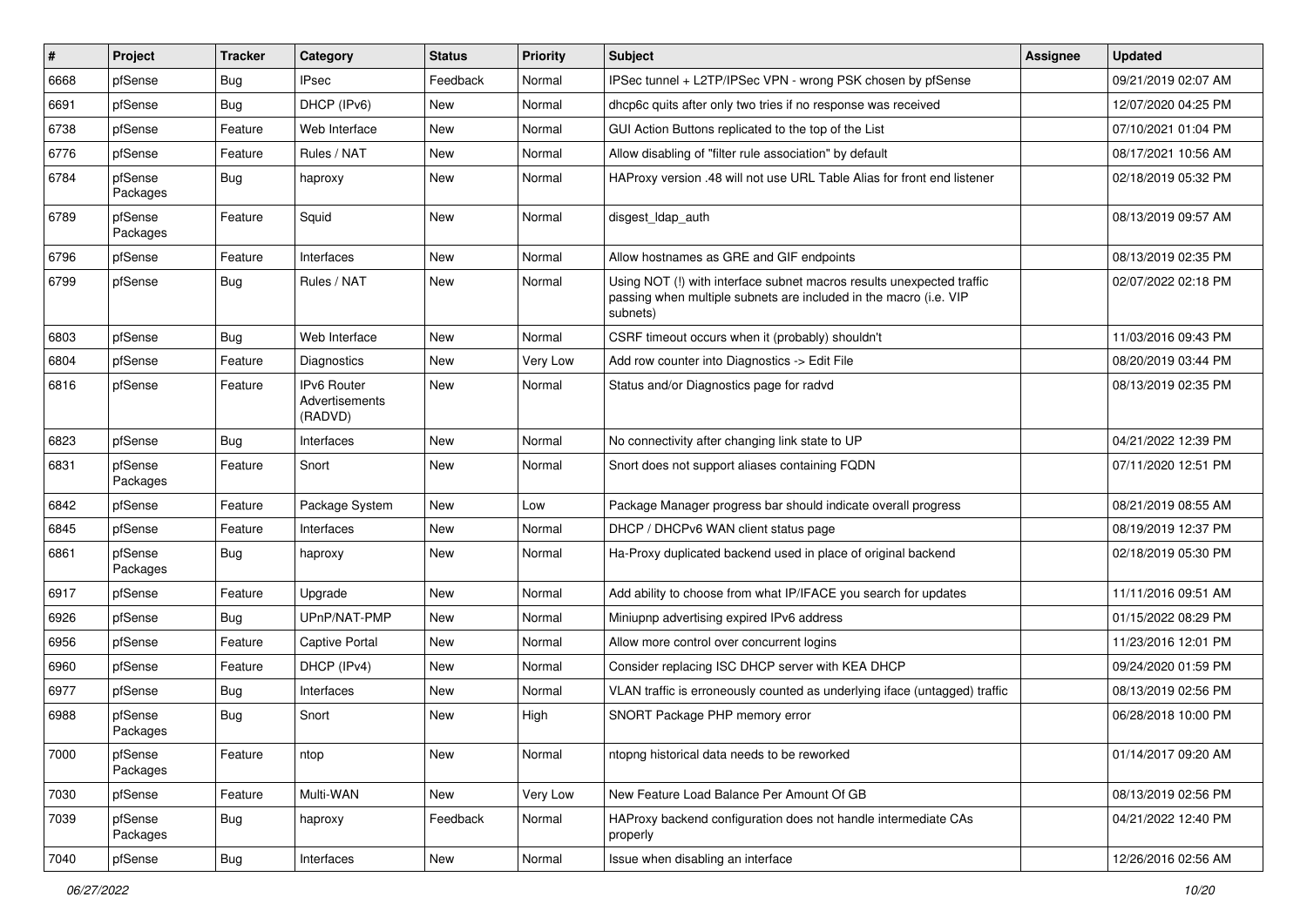| # | Project | Tracker | Category | Status | Priority | Subject | Assignee | Updated |
|---|---|---|---|---|---|---|---|---|
| 6668 | pfSense | Bug | IPsec | Feedback | Normal | IPSec tunnel + L2TP/IPSec VPN - wrong PSK chosen by pfSense | | 09/21/2019 02:07 AM |
| 6691 | pfSense | Bug | DHCP (IPv6) | New | Normal | dhcp6c quits after only two tries if no response was received | | 12/07/2020 04:25 PM |
| 6738 | pfSense | Feature | Web Interface | New | Normal | GUI Action Buttons replicated to the top of the List | | 07/10/2021 01:04 PM |
| 6776 | pfSense | Feature | Rules / NAT | New | Normal | Allow disabling of "filter rule association" by default | | 08/17/2021 10:56 AM |
| 6784 | pfSense Packages | Bug | haproxy | New | Normal | HAProxy version .48 will not use URL Table Alias for front end listener | | 02/18/2019 05:32 PM |
| 6789 | pfSense Packages | Feature | Squid | New | Normal | disgest_ldap_auth | | 08/13/2019 09:57 AM |
| 6796 | pfSense | Feature | Interfaces | New | Normal | Allow hostnames as GRE and GIF endpoints | | 08/13/2019 02:35 PM |
| 6799 | pfSense | Bug | Rules / NAT | New | Normal | Using NOT (!) with interface subnet macros results unexpected traffic passing when multiple subnets are included in the macro (i.e. VIP subnets) | | 02/07/2022 02:18 PM |
| 6803 | pfSense | Bug | Web Interface | New | Normal | CSRF timeout occurs when it (probably) shouldn't | | 11/03/2016 09:43 PM |
| 6804 | pfSense | Feature | Diagnostics | New | Very Low | Add row counter into Diagnostics -> Edit File | | 08/20/2019 03:44 PM |
| 6816 | pfSense | Feature | IPv6 Router Advertisements (RADVD) | New | Normal | Status and/or Diagnostics page for radvd | | 08/13/2019 02:35 PM |
| 6823 | pfSense | Bug | Interfaces | New | Normal | No connectivity after changing link state to UP | | 04/21/2022 12:39 PM |
| 6831 | pfSense Packages | Feature | Snort | New | Normal | Snort does not support aliases containing FQDN | | 07/11/2020 12:51 PM |
| 6842 | pfSense | Feature | Package System | New | Low | Package Manager progress bar should indicate overall progress | | 08/21/2019 08:55 AM |
| 6845 | pfSense | Feature | Interfaces | New | Normal | DHCP / DHCPv6 WAN client status page | | 08/19/2019 12:37 PM |
| 6861 | pfSense Packages | Bug | haproxy | New | Normal | Ha-Proxy duplicated backend used in place of original backend | | 02/18/2019 05:30 PM |
| 6917 | pfSense | Feature | Upgrade | New | Normal | Add ability to choose from what IP/IFACE you search for updates | | 11/11/2016 09:51 AM |
| 6926 | pfSense | Bug | UPnP/NAT-PMP | New | Normal | Miniupnp advertising expired IPv6 address | | 01/15/2022 08:29 PM |
| 6956 | pfSense | Feature | Captive Portal | New | Normal | Allow more control over concurrent logins | | 11/23/2016 12:01 PM |
| 6960 | pfSense | Feature | DHCP (IPv4) | New | Normal | Consider replacing ISC DHCP server with KEA DHCP | | 09/24/2020 01:59 PM |
| 6977 | pfSense | Bug | Interfaces | New | Normal | VLAN traffic is erroneously counted as underlying iface (untagged) traffic | | 08/13/2019 02:56 PM |
| 6988 | pfSense Packages | Bug | Snort | New | High | SNORT Package PHP memory error | | 06/28/2018 10:00 PM |
| 7000 | pfSense Packages | Feature | ntop | New | Normal | ntopng historical data needs to be reworked | | 01/14/2017 09:20 AM |
| 7030 | pfSense | Feature | Multi-WAN | New | Very Low | New Feature Load Balance Per Amount Of GB | | 08/13/2019 02:56 PM |
| 7039 | pfSense Packages | Bug | haproxy | Feedback | Normal | HAProxy backend configuration does not handle intermediate CAs properly | | 04/21/2022 12:40 PM |
| 7040 | pfSense | Bug | Interfaces | New | Normal | Issue when disabling an interface | | 12/26/2016 02:56 AM |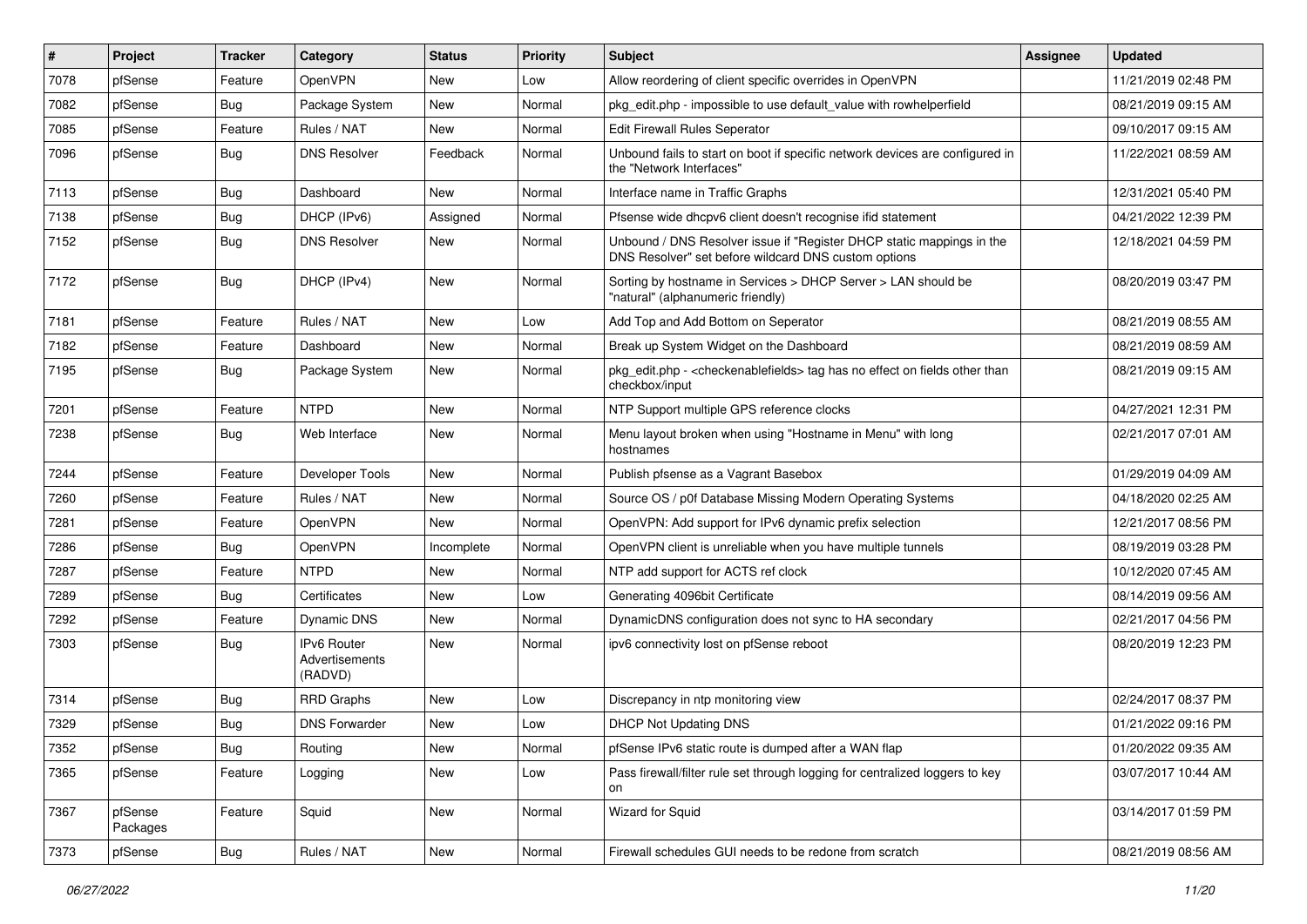| # | Project | Tracker | Category | Status | Priority | Subject | Assignee | Updated |
|---|---|---|---|---|---|---|---|---|
| 7078 | pfSense | Feature | OpenVPN | New | Low | Allow reordering of client specific overrides in OpenVPN | | 11/21/2019 02:48 PM |
| 7082 | pfSense | Bug | Package System | New | Normal | pkg_edit.php - impossible to use default_value with rowhelperfield | | 08/21/2019 09:15 AM |
| 7085 | pfSense | Feature | Rules / NAT | New | Normal | Edit Firewall Rules Seperator | | 09/10/2017 09:15 AM |
| 7096 | pfSense | Bug | DNS Resolver | Feedback | Normal | Unbound fails to start on boot if specific network devices are configured in the "Network Interfaces" | | 11/22/2021 08:59 AM |
| 7113 | pfSense | Bug | Dashboard | New | Normal | Interface name in Traffic Graphs | | 12/31/2021 05:40 PM |
| 7138 | pfSense | Bug | DHCP (IPv6) | Assigned | Normal | Pfsense wide dhcpv6 client doesn't recognise ifid statement | | 04/21/2022 12:39 PM |
| 7152 | pfSense | Bug | DNS Resolver | New | Normal | Unbound / DNS Resolver issue if "Register DHCP static mappings in the DNS Resolver" set before wildcard DNS custom options | | 12/18/2021 04:59 PM |
| 7172 | pfSense | Bug | DHCP (IPv4) | New | Normal | Sorting by hostname in Services > DHCP Server > LAN should be "natural" (alphanumeric friendly) | | 08/20/2019 03:47 PM |
| 7181 | pfSense | Feature | Rules / NAT | New | Low | Add Top and Add Bottom on Seperator | | 08/21/2019 08:55 AM |
| 7182 | pfSense | Feature | Dashboard | New | Normal | Break up System Widget on the Dashboard | | 08/21/2019 08:59 AM |
| 7195 | pfSense | Bug | Package System | New | Normal | pkg_edit.php - <checkenablefields> tag has no effect on fields other than checkbox/input | | 08/21/2019 09:15 AM |
| 7201 | pfSense | Feature | NTPD | New | Normal | NTP Support multiple GPS reference clocks | | 04/27/2021 12:31 PM |
| 7238 | pfSense | Bug | Web Interface | New | Normal | Menu layout broken when using "Hostname in Menu" with long hostnames | | 02/21/2017 07:01 AM |
| 7244 | pfSense | Feature | Developer Tools | New | Normal | Publish pfsense as a Vagrant Basebox | | 01/29/2019 04:09 AM |
| 7260 | pfSense | Feature | Rules / NAT | New | Normal | Source OS / p0f Database Missing Modern Operating Systems | | 04/18/2020 02:25 AM |
| 7281 | pfSense | Feature | OpenVPN | New | Normal | OpenVPN: Add support for IPv6 dynamic prefix selection | | 12/21/2017 08:56 PM |
| 7286 | pfSense | Bug | OpenVPN | Incomplete | Normal | OpenVPN client is unreliable when you have multiple tunnels | | 08/19/2019 03:28 PM |
| 7287 | pfSense | Feature | NTPD | New | Normal | NTP add support for ACTS ref clock | | 10/12/2020 07:45 AM |
| 7289 | pfSense | Bug | Certificates | New | Low | Generating 4096bit Certificate | | 08/14/2019 09:56 AM |
| 7292 | pfSense | Feature | Dynamic DNS | New | Normal | DynamicDNS configuration does not sync to HA secondary | | 02/21/2017 04:56 PM |
| 7303 | pfSense | Bug | IPv6 Router Advertisements (RADVD) | New | Normal | ipv6 connectivity lost on pfSense reboot | | 08/20/2019 12:23 PM |
| 7314 | pfSense | Bug | RRD Graphs | New | Low | Discrepancy in ntp monitoring view | | 02/24/2017 08:37 PM |
| 7329 | pfSense | Bug | DNS Forwarder | New | Low | DHCP Not Updating DNS | | 01/21/2022 09:16 PM |
| 7352 | pfSense | Bug | Routing | New | Normal | pfSense IPv6 static route is dumped after a WAN flap | | 01/20/2022 09:35 AM |
| 7365 | pfSense | Feature | Logging | New | Low | Pass firewall/filter rule set through logging for centralized loggers to key on | | 03/07/2017 10:44 AM |
| 7367 | pfSense Packages | Feature | Squid | New | Normal | Wizard for Squid | | 03/14/2017 01:59 PM |
| 7373 | pfSense | Bug | Rules / NAT | New | Normal | Firewall schedules GUI needs to be redone from scratch | | 08/21/2019 08:56 AM |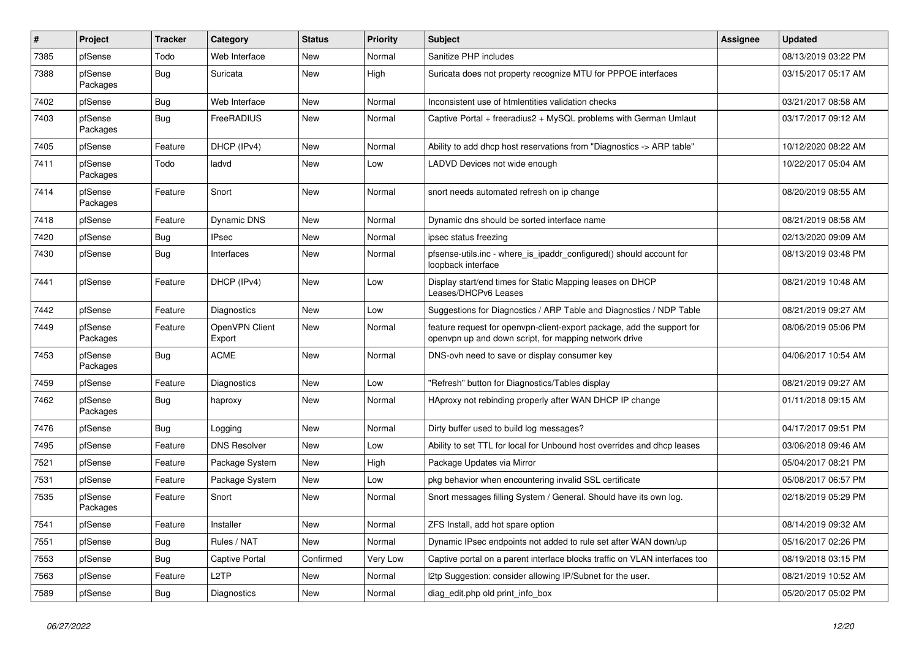| # | Project | Tracker | Category | Status | Priority | Subject | Assignee | Updated |
|---|---|---|---|---|---|---|---|---|
| 7385 | pfSense | Todo | Web Interface | New | Normal | Sanitize PHP includes | | 08/13/2019 03:22 PM |
| 7388 | pfSense Packages | Bug | Suricata | New | High | Suricata does not property recognize MTU for PPPOE interfaces | | 03/15/2017 05:17 AM |
| 7402 | pfSense | Bug | Web Interface | New | Normal | Inconsistent use of htmlentities validation checks | | 03/21/2017 08:58 AM |
| 7403 | pfSense Packages | Bug | FreeRADIUS | New | Normal | Captive Portal + freeradius2 + MySQL problems with German Umlaut | | 03/17/2017 09:12 AM |
| 7405 | pfSense | Feature | DHCP (IPv4) | New | Normal | Ability to add dhcp host reservations from "Diagnostics -> ARP table" | | 10/12/2020 08:22 AM |
| 7411 | pfSense Packages | Todo | ladvd | New | Low | LADVD Devices not wide enough | | 10/22/2017 05:04 AM |
| 7414 | pfSense Packages | Feature | Snort | New | Normal | snort needs automated refresh on ip change | | 08/20/2019 08:55 AM |
| 7418 | pfSense | Feature | Dynamic DNS | New | Normal | Dynamic dns should be sorted interface name | | 08/21/2019 08:58 AM |
| 7420 | pfSense | Bug | IPsec | New | Normal | ipsec status freezing | | 02/13/2020 09:09 AM |
| 7430 | pfSense | Bug | Interfaces | New | Normal | pfsense-utils.inc - where_is_ipaddr_configured() should account for loopback interface | | 08/13/2019 03:48 PM |
| 7441 | pfSense | Feature | DHCP (IPv4) | New | Low | Display start/end times for Static Mapping leases on DHCP Leases/DHCPv6 Leases | | 08/21/2019 10:48 AM |
| 7442 | pfSense | Feature | Diagnostics | New | Low | Suggestions for Diagnostics / ARP Table and Diagnostics / NDP Table | | 08/21/2019 09:27 AM |
| 7449 | pfSense Packages | Feature | OpenVPN Client Export | New | Normal | feature request for openvpn-client-export package, add the support for openvpn up and down script, for mapping network drive | | 08/06/2019 05:06 PM |
| 7453 | pfSense Packages | Bug | ACME | New | Normal | DNS-ovh need to save or display consumer key | | 04/06/2017 10:54 AM |
| 7459 | pfSense | Feature | Diagnostics | New | Low | "Refresh" button for Diagnostics/Tables display | | 08/21/2019 09:27 AM |
| 7462 | pfSense Packages | Bug | haproxy | New | Normal | HAproxy not rebinding properly after WAN DHCP IP change | | 01/11/2018 09:15 AM |
| 7476 | pfSense | Bug | Logging | New | Normal | Dirty buffer used to build log messages? | | 04/17/2017 09:51 PM |
| 7495 | pfSense | Feature | DNS Resolver | New | Low | Ability to set TTL for local for Unbound host overrides and dhcp leases | | 03/06/2018 09:46 AM |
| 7521 | pfSense | Feature | Package System | New | High | Package Updates via Mirror | | 05/04/2017 08:21 PM |
| 7531 | pfSense | Feature | Package System | New | Low | pkg behavior when encountering invalid SSL certificate | | 05/08/2017 06:57 PM |
| 7535 | pfSense Packages | Feature | Snort | New | Normal | Snort messages filling System / General. Should have its own log. | | 02/18/2019 05:29 PM |
| 7541 | pfSense | Feature | Installer | New | Normal | ZFS Install, add hot spare option | | 08/14/2019 09:32 AM |
| 7551 | pfSense | Bug | Rules / NAT | New | Normal | Dynamic IPsec endpoints not added to rule set after WAN down/up | | 05/16/2017 02:26 PM |
| 7553 | pfSense | Bug | Captive Portal | Confirmed | Very Low | Captive portal on a parent interface blocks traffic on VLAN interfaces too | | 08/19/2018 03:15 PM |
| 7563 | pfSense | Feature | L2TP | New | Normal | l2tp Suggestion: consider allowing IP/Subnet for the user. | | 08/21/2019 10:52 AM |
| 7589 | pfSense | Bug | Diagnostics | New | Normal | diag_edit.php old print_info_box | | 05/20/2017 05:02 PM |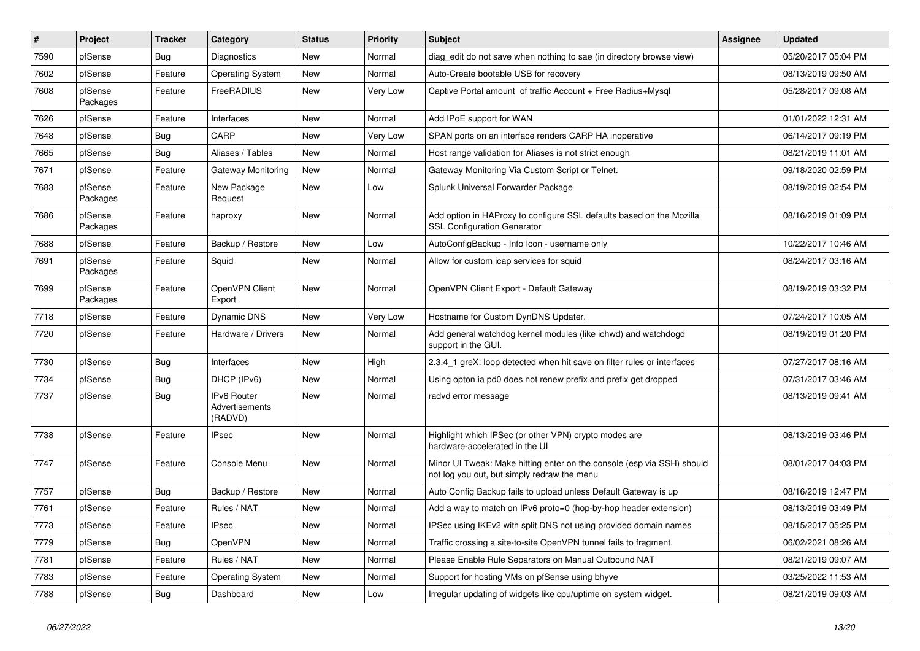| # | Project | Tracker | Category | Status | Priority | Subject | Assignee | Updated |
|---|---|---|---|---|---|---|---|---|
| 7590 | pfSense | Bug | Diagnostics | New | Normal | diag_edit do not save when nothing to sae (in directory browse view) | | 05/20/2017 05:04 PM |
| 7602 | pfSense | Feature | Operating System | New | Normal | Auto-Create bootable USB for recovery | | 08/13/2019 09:50 AM |
| 7608 | pfSense Packages | Feature | FreeRADIUS | New | Very Low | Captive Portal amount of traffic Account + Free Radius+Mysql | | 05/28/2017 09:08 AM |
| 7626 | pfSense | Feature | Interfaces | New | Normal | Add IPoE support for WAN | | 01/01/2022 12:31 AM |
| 7648 | pfSense | Bug | CARP | New | Very Low | SPAN ports on an interface renders CARP HA inoperative | | 06/14/2017 09:19 PM |
| 7665 | pfSense | Bug | Aliases / Tables | New | Normal | Host range validation for Aliases is not strict enough | | 08/21/2019 11:01 AM |
| 7671 | pfSense | Feature | Gateway Monitoring | New | Normal | Gateway Monitoring Via Custom Script or Telnet. | | 09/18/2020 02:59 PM |
| 7683 | pfSense Packages | Feature | New Package Request | New | Low | Splunk Universal Forwarder Package | | 08/19/2019 02:54 PM |
| 7686 | pfSense Packages | Feature | haproxy | New | Normal | Add option in HAProxy to configure SSL defaults based on the Mozilla SSL Configuration Generator | | 08/16/2019 01:09 PM |
| 7688 | pfSense | Feature | Backup / Restore | New | Low | AutoConfigBackup - Info Icon - username only | | 10/22/2017 10:46 AM |
| 7691 | pfSense Packages | Feature | Squid | New | Normal | Allow for custom icap services for squid | | 08/24/2017 03:16 AM |
| 7699 | pfSense Packages | Feature | OpenVPN Client Export | New | Normal | OpenVPN Client Export - Default Gateway | | 08/19/2019 03:32 PM |
| 7718 | pfSense | Feature | Dynamic DNS | New | Very Low | Hostname for Custom DynDNS Updater. | | 07/24/2017 10:05 AM |
| 7720 | pfSense | Feature | Hardware / Drivers | New | Normal | Add general watchdog kernel modules (like ichwd) and watchdogd support in the GUI. | | 08/19/2019 01:20 PM |
| 7730 | pfSense | Bug | Interfaces | New | High | 2.3.4_1 greX: loop detected when hit save on filter rules or interfaces | | 07/27/2017 08:16 AM |
| 7734 | pfSense | Bug | DHCP (IPv6) | New | Normal | Using opton ia pd0 does not renew prefix and prefix get dropped | | 07/31/2017 03:46 AM |
| 7737 | pfSense | Bug | IPv6 Router Advertisements (RADVD) | New | Normal | radvd error message | | 08/13/2019 09:41 AM |
| 7738 | pfSense | Feature | IPsec | New | Normal | Highlight which IPSec (or other VPN) crypto modes are hardware-accelerated in the UI | | 08/13/2019 03:46 PM |
| 7747 | pfSense | Feature | Console Menu | New | Normal | Minor UI Tweak: Make hitting enter on the console (esp via SSH) should not log you out, but simply redraw the menu | | 08/01/2017 04:03 PM |
| 7757 | pfSense | Bug | Backup / Restore | New | Normal | Auto Config Backup fails to upload unless Default Gateway is up | | 08/16/2019 12:47 PM |
| 7761 | pfSense | Feature | Rules / NAT | New | Normal | Add a way to match on IPv6 proto=0 (hop-by-hop header extension) | | 08/13/2019 03:49 PM |
| 7773 | pfSense | Feature | IPsec | New | Normal | IPSec using IKEv2 with split DNS not using provided domain names | | 08/15/2017 05:25 PM |
| 7779 | pfSense | Bug | OpenVPN | New | Normal | Traffic crossing a site-to-site OpenVPN tunnel fails to fragment. | | 06/02/2021 08:26 AM |
| 7781 | pfSense | Feature | Rules / NAT | New | Normal | Please Enable Rule Separators on Manual Outbound NAT | | 08/21/2019 09:07 AM |
| 7783 | pfSense | Feature | Operating System | New | Normal | Support for hosting VMs on pfSense using bhyve | | 03/25/2022 11:53 AM |
| 7788 | pfSense | Bug | Dashboard | New | Low | Irregular updating of widgets like cpu/uptime on system widget. | | 08/21/2019 09:03 AM |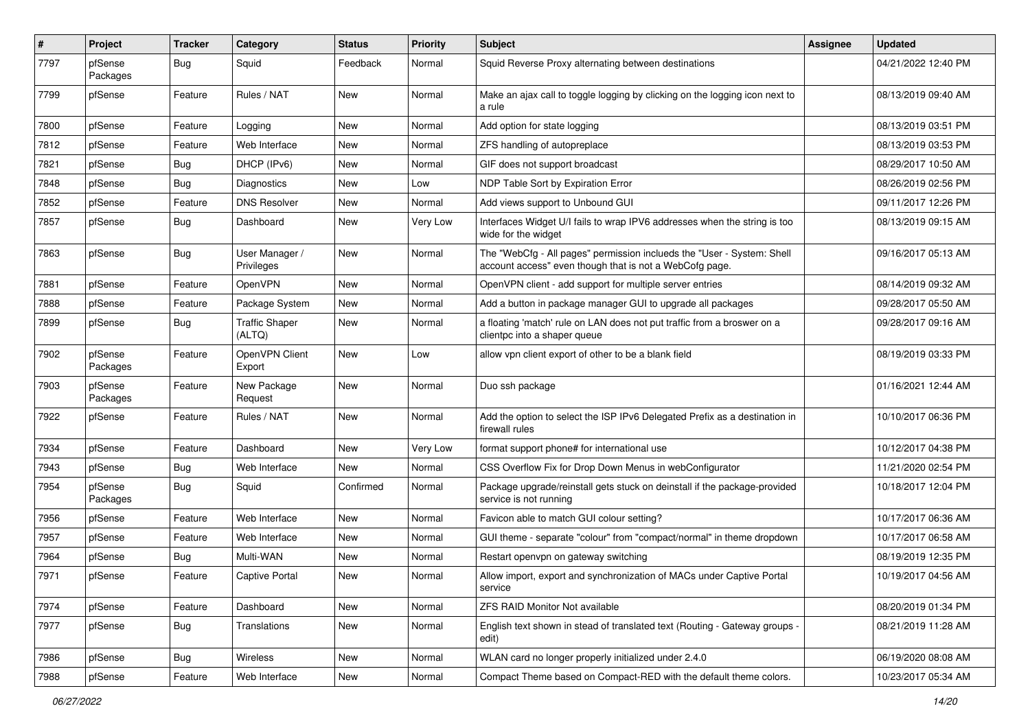| # | Project | Tracker | Category | Status | Priority | Subject | Assignee | Updated |
|---|---|---|---|---|---|---|---|---|
| 7797 | pfSense Packages | Bug | Squid | Feedback | Normal | Squid Reverse Proxy alternating between destinations | | 04/21/2022 12:40 PM |
| 7799 | pfSense | Feature | Rules / NAT | New | Normal | Make an ajax call to toggle logging by clicking on the logging icon next to a rule | | 08/13/2019 09:40 AM |
| 7800 | pfSense | Feature | Logging | New | Normal | Add option for state logging | | 08/13/2019 03:51 PM |
| 7812 | pfSense | Feature | Web Interface | New | Normal | ZFS handling of autopreplace | | 08/13/2019 03:53 PM |
| 7821 | pfSense | Bug | DHCP (IPv6) | New | Normal | GIF does not support broadcast | | 08/29/2017 10:50 AM |
| 7848 | pfSense | Bug | Diagnostics | New | Low | NDP Table Sort by Expiration Error | | 08/26/2019 02:56 PM |
| 7852 | pfSense | Feature | DNS Resolver | New | Normal | Add views support to Unbound GUI | | 09/11/2017 12:26 PM |
| 7857 | pfSense | Bug | Dashboard | New | Very Low | Interfaces Widget U/I fails to wrap IPV6 addresses when the string is too wide for the widget | | 08/13/2019 09:15 AM |
| 7863 | pfSense | Bug | User Manager / Privileges | New | Normal | The "WebCfg - All pages" permission inclueds the "User - System: Shell account access" even though that is not a WebCofg page. | | 09/16/2017 05:13 AM |
| 7881 | pfSense | Feature | OpenVPN | New | Normal | OpenVPN client - add support for multiple server entries | | 08/14/2019 09:32 AM |
| 7888 | pfSense | Feature | Package System | New | Normal | Add a button in package manager GUI to upgrade all packages | | 09/28/2017 05:50 AM |
| 7899 | pfSense | Bug | Traffic Shaper (ALTQ) | New | Normal | a floating 'match' rule on LAN does not put traffic from a broswer on a clientpc into a shaper queue | | 09/28/2017 09:16 AM |
| 7902 | pfSense Packages | Feature | OpenVPN Client Export | New | Low | allow vpn client export of other to be a blank field | | 08/19/2019 03:33 PM |
| 7903 | pfSense Packages | Feature | New Package Request | New | Normal | Duo ssh package | | 01/16/2021 12:44 AM |
| 7922 | pfSense | Feature | Rules / NAT | New | Normal | Add the option to select the ISP IPv6 Delegated Prefix as a destination in firewall rules | | 10/10/2017 06:36 PM |
| 7934 | pfSense | Feature | Dashboard | New | Very Low | format support phone# for international use | | 10/12/2017 04:38 PM |
| 7943 | pfSense | Bug | Web Interface | New | Normal | CSS Overflow Fix for Drop Down Menus in webConfigurator | | 11/21/2020 02:54 PM |
| 7954 | pfSense Packages | Bug | Squid | Confirmed | Normal | Package upgrade/reinstall gets stuck on deinstall if the package-provided service is not running | | 10/18/2017 12:04 PM |
| 7956 | pfSense | Feature | Web Interface | New | Normal | Favicon able to match GUI colour setting? | | 10/17/2017 06:36 AM |
| 7957 | pfSense | Feature | Web Interface | New | Normal | GUI theme - separate "colour" from "compact/normal" in theme dropdown | | 10/17/2017 06:58 AM |
| 7964 | pfSense | Bug | Multi-WAN | New | Normal | Restart openvpn on gateway switching | | 08/19/2019 12:35 PM |
| 7971 | pfSense | Feature | Captive Portal | New | Normal | Allow import, export and synchronization of MACs under Captive Portal service | | 10/19/2017 04:56 AM |
| 7974 | pfSense | Feature | Dashboard | New | Normal | ZFS RAID Monitor Not available | | 08/20/2019 01:34 PM |
| 7977 | pfSense | Bug | Translations | New | Normal | English text shown in stead of translated text (Routing - Gateway groups - edit) | | 08/21/2019 11:28 AM |
| 7986 | pfSense | Bug | Wireless | New | Normal | WLAN card no longer properly initialized under 2.4.0 | | 06/19/2020 08:08 AM |
| 7988 | pfSense | Feature | Web Interface | New | Normal | Compact Theme based on Compact-RED with the default theme colors. | | 10/23/2017 05:34 AM |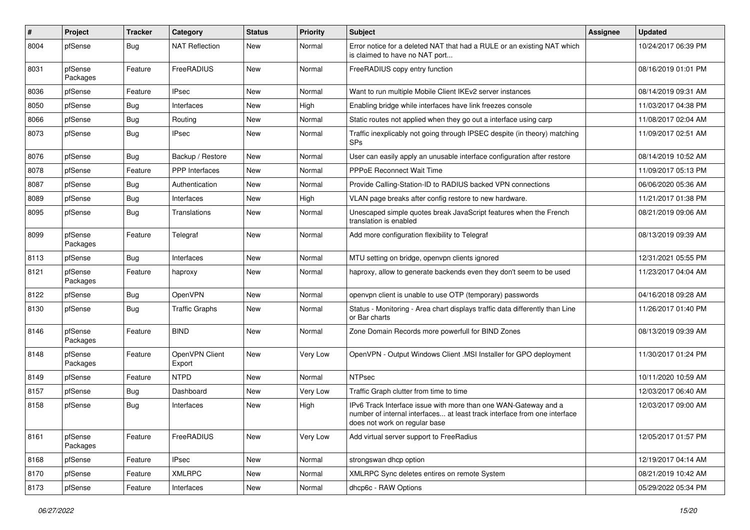| # | Project | Tracker | Category | Status | Priority | Subject | Assignee | Updated |
|---|---|---|---|---|---|---|---|---|
| 8004 | pfSense | Bug | NAT Reflection | New | Normal | Error notice for a deleted NAT that had a RULE or an existing NAT which is claimed to have no NAT port... | | 10/24/2017 06:39 PM |
| 8031 | pfSense Packages | Feature | FreeRADIUS | New | Normal | FreeRADIUS copy entry function | | 08/16/2019 01:01 PM |
| 8036 | pfSense | Feature | IPsec | New | Normal | Want to run multiple Mobile Client IKEv2 server instances | | 08/14/2019 09:31 AM |
| 8050 | pfSense | Bug | Interfaces | New | High | Enabling bridge while interfaces have link freezes console | | 11/03/2017 04:38 PM |
| 8066 | pfSense | Bug | Routing | New | Normal | Static routes not applied when they go out a interface using carp | | 11/08/2017 02:04 AM |
| 8073 | pfSense | Bug | IPsec | New | Normal | Traffic inexplicably not going through IPSEC despite (in theory) matching SPs | | 11/09/2017 02:51 AM |
| 8076 | pfSense | Bug | Backup / Restore | New | Normal | User can easily apply an unusable interface configuration after restore | | 08/14/2019 10:52 AM |
| 8078 | pfSense | Feature | PPP Interfaces | New | Normal | PPPoE Reconnect Wait Time | | 11/09/2017 05:13 PM |
| 8087 | pfSense | Bug | Authentication | New | Normal | Provide Calling-Station-ID to RADIUS backed VPN connections | | 06/06/2020 05:36 AM |
| 8089 | pfSense | Bug | Interfaces | New | High | VLAN page breaks after config restore to new hardware. | | 11/21/2017 01:38 PM |
| 8095 | pfSense | Bug | Translations | New | Normal | Unescaped simple quotes break JavaScript features when the French translation is enabled | | 08/21/2019 09:06 AM |
| 8099 | pfSense Packages | Feature | Telegraf | New | Normal | Add more configuration flexibility to Telegraf | | 08/13/2019 09:39 AM |
| 8113 | pfSense | Bug | Interfaces | New | Normal | MTU setting on bridge, openvpn clients ignored | | 12/31/2021 05:55 PM |
| 8121 | pfSense Packages | Feature | haproxy | New | Normal | haproxy, allow to generate backends even they don't seem to be used | | 11/23/2017 04:04 AM |
| 8122 | pfSense | Bug | OpenVPN | New | Normal | openvpn client is unable to use OTP (temporary) passwords | | 04/16/2018 09:28 AM |
| 8130 | pfSense | Bug | Traffic Graphs | New | Normal | Status - Monitoring - Area chart displays traffic data differently than Line or Bar charts | | 11/26/2017 01:40 PM |
| 8146 | pfSense Packages | Feature | BIND | New | Normal | Zone Domain Records more powerfull for BIND Zones | | 08/13/2019 09:39 AM |
| 8148 | pfSense Packages | Feature | OpenVPN Client Export | New | Very Low | OpenVPN - Output Windows Client .MSI Installer for GPO deployment | | 11/30/2017 01:24 PM |
| 8149 | pfSense | Feature | NTPD | New | Normal | NTPsec | | 10/11/2020 10:59 AM |
| 8157 | pfSense | Bug | Dashboard | New | Very Low | Traffic Graph clutter from time to time | | 12/03/2017 06:40 AM |
| 8158 | pfSense | Bug | Interfaces | New | High | IPv6 Track Interface issue with more than one WAN-Gateway and a number of internal interfaces... at least track interface from one interface does not work on regular base | | 12/03/2017 09:00 AM |
| 8161 | pfSense Packages | Feature | FreeRADIUS | New | Very Low | Add virtual server support to FreeRadius | | 12/05/2017 01:57 PM |
| 8168 | pfSense | Feature | IPsec | New | Normal | strongswan dhcp option | | 12/19/2017 04:14 AM |
| 8170 | pfSense | Feature | XMLRPC | New | Normal | XMLRPC Sync deletes entires on remote System | | 08/21/2019 10:42 AM |
| 8173 | pfSense | Feature | Interfaces | New | Normal | dhcp6c - RAW Options | | 05/29/2022 05:34 PM |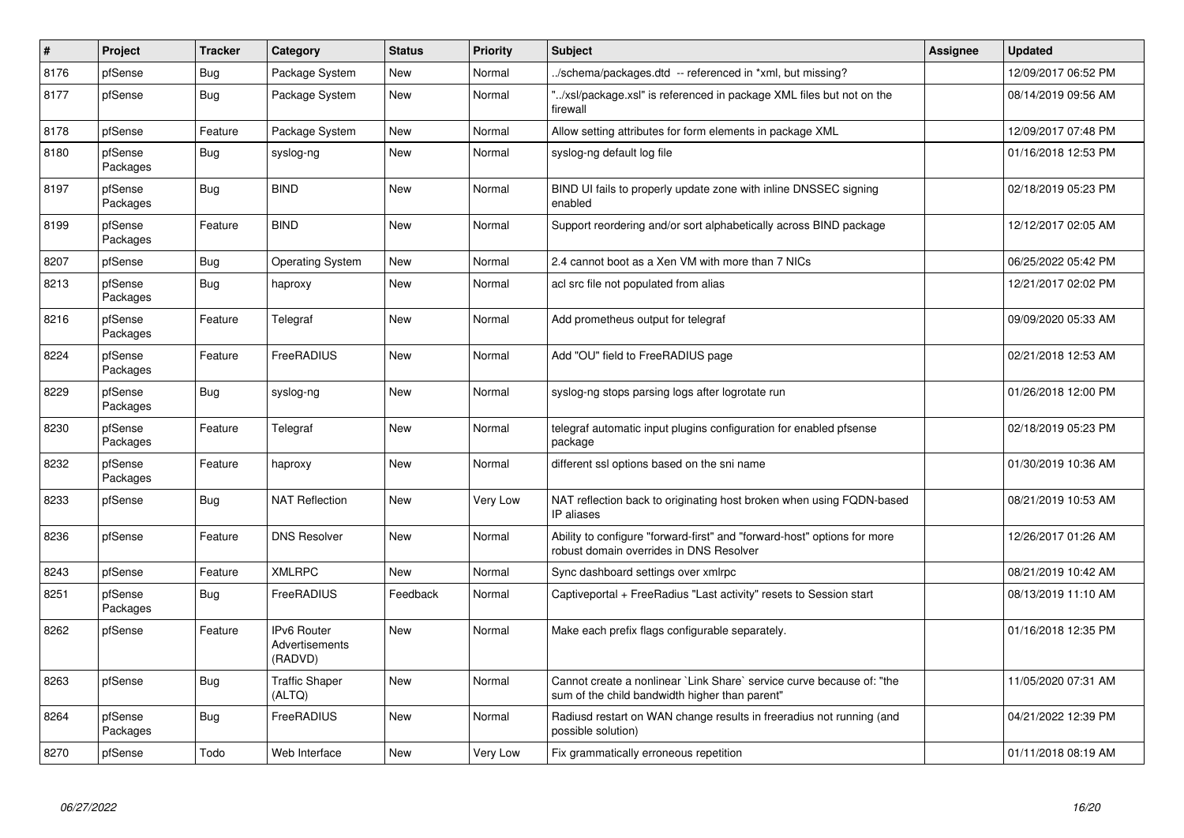| # | Project | Tracker | Category | Status | Priority | Subject | Assignee | Updated |
|---|---|---|---|---|---|---|---|---|
| 8176 | pfSense | Bug | Package System | New | Normal | ../schema/packages.dtd -- referenced in *xml, but missing? | | 12/09/2017 06:52 PM |
| 8177 | pfSense | Bug | Package System | New | Normal | "../xsl/package.xsl" is referenced in package XML files but not on the firewall | | 08/14/2019 09:56 AM |
| 8178 | pfSense | Feature | Package System | New | Normal | Allow setting attributes for form elements in package XML | | 12/09/2017 07:48 PM |
| 8180 | pfSense Packages | Bug | syslog-ng | New | Normal | syslog-ng default log file | | 01/16/2018 12:53 PM |
| 8197 | pfSense Packages | Bug | BIND | New | Normal | BIND UI fails to properly update zone with inline DNSSEC signing enabled | | 02/18/2019 05:23 PM |
| 8199 | pfSense Packages | Feature | BIND | New | Normal | Support reordering and/or sort alphabetically across BIND package | | 12/12/2017 02:05 AM |
| 8207 | pfSense | Bug | Operating System | New | Normal | 2.4 cannot boot as a Xen VM with more than 7 NICs | | 06/25/2022 05:42 PM |
| 8213 | pfSense Packages | Bug | haproxy | New | Normal | acl src file not populated from alias | | 12/21/2017 02:02 PM |
| 8216 | pfSense Packages | Feature | Telegraf | New | Normal | Add prometheus output for telegraf | | 09/09/2020 05:33 AM |
| 8224 | pfSense Packages | Feature | FreeRADIUS | New | Normal | Add "OU" field to FreeRADIUS page | | 02/21/2018 12:53 AM |
| 8229 | pfSense Packages | Bug | syslog-ng | New | Normal | syslog-ng stops parsing logs after logrotate run | | 01/26/2018 12:00 PM |
| 8230 | pfSense Packages | Feature | Telegraf | New | Normal | telegraf automatic input plugins configuration for enabled pfsense package | | 02/18/2019 05:23 PM |
| 8232 | pfSense Packages | Feature | haproxy | New | Normal | different ssl options based on the sni name | | 01/30/2019 10:36 AM |
| 8233 | pfSense | Bug | NAT Reflection | New | Very Low | NAT reflection back to originating host broken when using FQDN-based IP aliases | | 08/21/2019 10:53 AM |
| 8236 | pfSense | Feature | DNS Resolver | New | Normal | Ability to configure "forward-first" and "forward-host" options for more robust domain overrides in DNS Resolver | | 12/26/2017 01:26 AM |
| 8243 | pfSense | Feature | XMLRPC | New | Normal | Sync dashboard settings over xmlrpc | | 08/21/2019 10:42 AM |
| 8251 | pfSense Packages | Bug | FreeRADIUS | Feedback | Normal | Captiveportal + FreeRadius "Last activity" resets to Session start | | 08/13/2019 11:10 AM |
| 8262 | pfSense | Feature | IPv6 Router Advertisements (RADVD) | New | Normal | Make each prefix flags configurable separately. | | 01/16/2018 12:35 PM |
| 8263 | pfSense | Bug | Traffic Shaper (ALTQ) | New | Normal | Cannot create a nonlinear `Link Share` service curve because of: "the sum of the child bandwidth higher than parent" | | 11/05/2020 07:31 AM |
| 8264 | pfSense Packages | Bug | FreeRADIUS | New | Normal | Radiusd restart on WAN change results in freeradius not running (and possible solution) | | 04/21/2022 12:39 PM |
| 8270 | pfSense | Todo | Web Interface | New | Very Low | Fix grammatically erroneous repetition | | 01/11/2018 08:19 AM |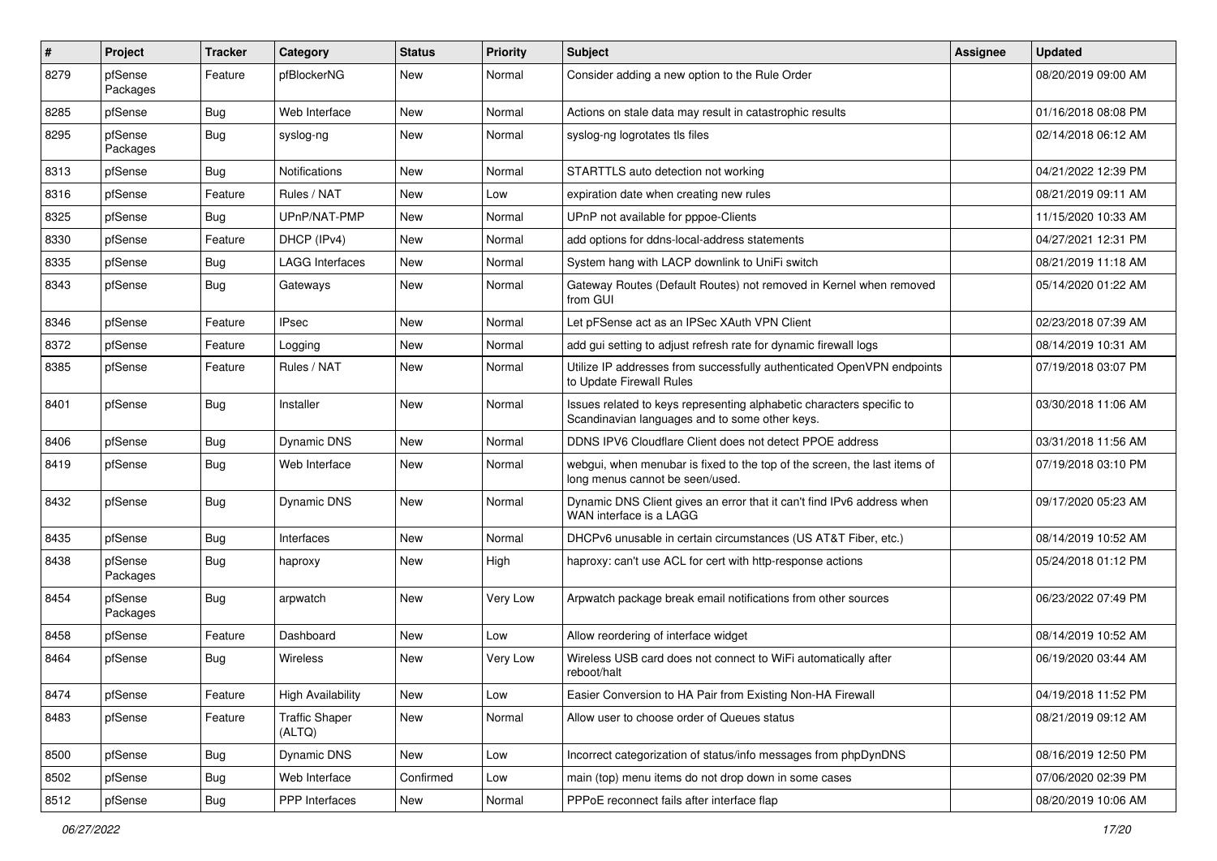| # | Project | Tracker | Category | Status | Priority | Subject | Assignee | Updated |
|---|---|---|---|---|---|---|---|---|
| 8279 | pfSense Packages | Feature | pfBlockerNG | New | Normal | Consider adding a new option to the Rule Order | | 08/20/2019 09:00 AM |
| 8285 | pfSense | Bug | Web Interface | New | Normal | Actions on stale data may result in catastrophic results | | 01/16/2018 08:08 PM |
| 8295 | pfSense Packages | Bug | syslog-ng | New | Normal | syslog-ng logrotates tls files | | 02/14/2018 06:12 AM |
| 8313 | pfSense | Bug | Notifications | New | Normal | STARTTLS auto detection not working | | 04/21/2022 12:39 PM |
| 8316 | pfSense | Feature | Rules / NAT | New | Low | expiration date when creating new rules | | 08/21/2019 09:11 AM |
| 8325 | pfSense | Bug | UPnP/NAT-PMP | New | Normal | UPnP not available for pppoe-Clients | | 11/15/2020 10:33 AM |
| 8330 | pfSense | Feature | DHCP (IPv4) | New | Normal | add options for ddns-local-address statements | | 04/27/2021 12:31 PM |
| 8335 | pfSense | Bug | LAGG Interfaces | New | Normal | System hang with LACP downlink to UniFi switch | | 08/21/2019 11:18 AM |
| 8343 | pfSense | Bug | Gateways | New | Normal | Gateway Routes (Default Routes) not removed in Kernel when removed from GUI | | 05/14/2020 01:22 AM |
| 8346 | pfSense | Feature | IPsec | New | Normal | Let pFSense act as an IPSec XAuth VPN Client | | 02/23/2018 07:39 AM |
| 8372 | pfSense | Feature | Logging | New | Normal | add gui setting to adjust refresh rate for dynamic firewall logs | | 08/14/2019 10:31 AM |
| 8385 | pfSense | Feature | Rules / NAT | New | Normal | Utilize IP addresses from successfully authenticated OpenVPN endpoints to Update Firewall Rules | | 07/19/2018 03:07 PM |
| 8401 | pfSense | Bug | Installer | New | Normal | Issues related to keys representing alphabetic characters specific to Scandinavian languages and to some other keys. | | 03/30/2018 11:06 AM |
| 8406 | pfSense | Bug | Dynamic DNS | New | Normal | DDNS IPV6 Cloudflare Client does not detect PPOE address | | 03/31/2018 11:56 AM |
| 8419 | pfSense | Bug | Web Interface | New | Normal | webgui, when menubar is fixed to the top of the screen, the last items of long menus cannot be seen/used. | | 07/19/2018 03:10 PM |
| 8432 | pfSense | Bug | Dynamic DNS | New | Normal | Dynamic DNS Client gives an error that it can't find IPv6 address when WAN interface is a LAGG | | 09/17/2020 05:23 AM |
| 8435 | pfSense | Bug | Interfaces | New | Normal | DHCPv6 unusable in certain circumstances (US AT&T Fiber, etc.) | | 08/14/2019 10:52 AM |
| 8438 | pfSense Packages | Bug | haproxy | New | High | haproxy: can't use ACL for cert with http-response actions | | 05/24/2018 01:12 PM |
| 8454 | pfSense Packages | Bug | arpwatch | New | Very Low | Arpwatch package break email notifications from other sources | | 06/23/2022 07:49 PM |
| 8458 | pfSense | Feature | Dashboard | New | Low | Allow reordering of interface widget | | 08/14/2019 10:52 AM |
| 8464 | pfSense | Bug | Wireless | New | Very Low | Wireless USB card does not connect to WiFi automatically after reboot/halt | | 06/19/2020 03:44 AM |
| 8474 | pfSense | Feature | High Availability | New | Low | Easier Conversion to HA Pair from Existing Non-HA Firewall | | 04/19/2018 11:52 PM |
| 8483 | pfSense | Feature | Traffic Shaper (ALTQ) | New | Normal | Allow user to choose order of Queues status | | 08/21/2019 09:12 AM |
| 8500 | pfSense | Bug | Dynamic DNS | New | Low | Incorrect categorization of status/info messages from phpDynDNS | | 08/16/2019 12:50 PM |
| 8502 | pfSense | Bug | Web Interface | Confirmed | Low | main (top) menu items do not drop down in some cases | | 07/06/2020 02:39 PM |
| 8512 | pfSense | Bug | PPP Interfaces | New | Normal | PPPoE reconnect fails after interface flap | | 08/20/2019 10:06 AM |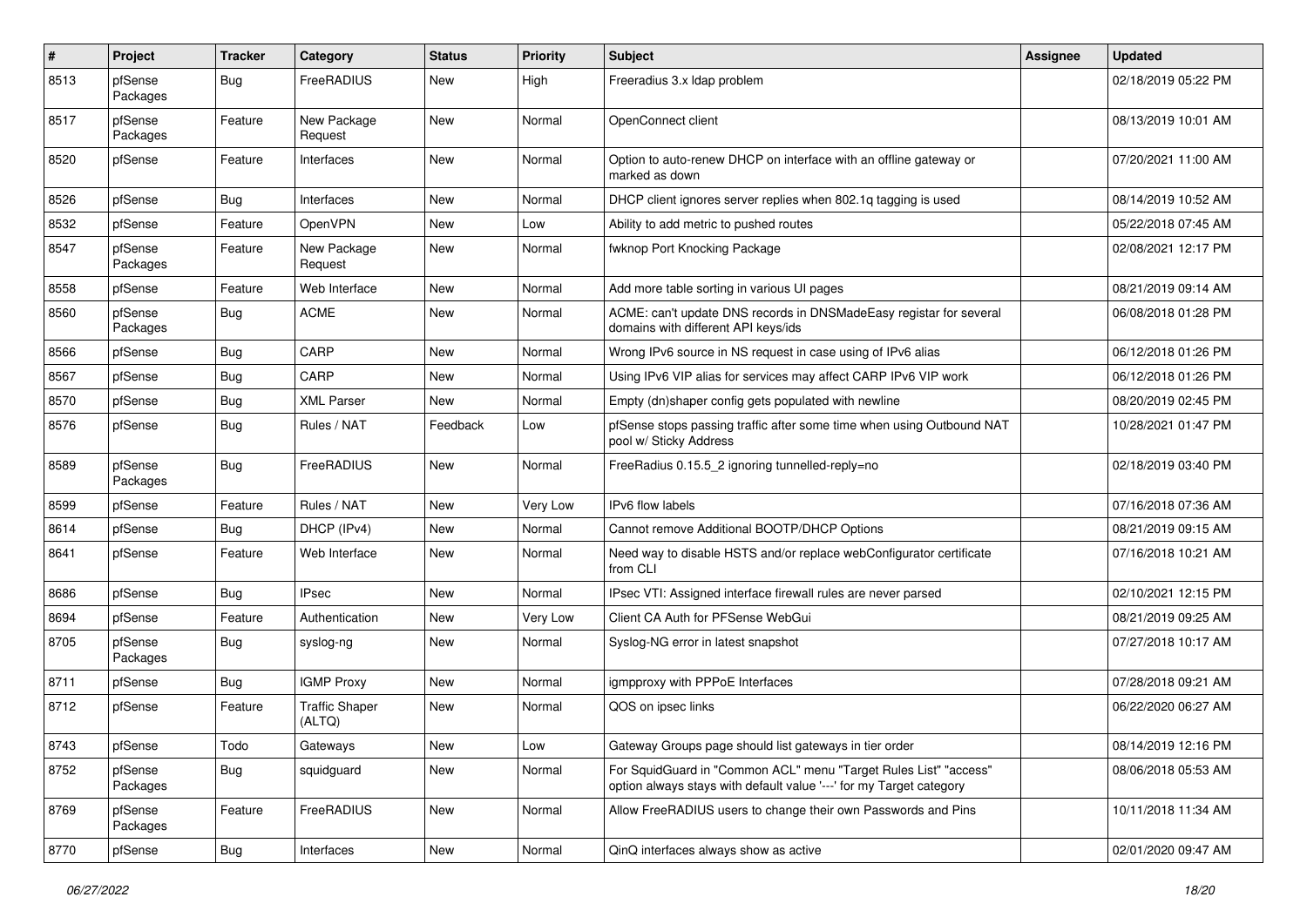| # | Project | Tracker | Category | Status | Priority | Subject | Assignee | Updated |
| --- | --- | --- | --- | --- | --- | --- | --- | --- |
| 8513 | pfSense Packages | Bug | FreeRADIUS | New | High | Freeradius 3.x ldap problem | | 02/18/2019 05:22 PM |
| 8517 | pfSense Packages | Feature | New Package Request | New | Normal | OpenConnect client | | 08/13/2019 10:01 AM |
| 8520 | pfSense | Feature | Interfaces | New | Normal | Option to auto-renew DHCP on interface with an offline gateway or marked as down | | 07/20/2021 11:00 AM |
| 8526 | pfSense | Bug | Interfaces | New | Normal | DHCP client ignores server replies when 802.1q tagging is used | | 08/14/2019 10:52 AM |
| 8532 | pfSense | Feature | OpenVPN | New | Low | Ability to add metric to pushed routes | | 05/22/2018 07:45 AM |
| 8547 | pfSense Packages | Feature | New Package Request | New | Normal | fwknop Port Knocking Package | | 02/08/2021 12:17 PM |
| 8558 | pfSense | Feature | Web Interface | New | Normal | Add more table sorting in various UI pages | | 08/21/2019 09:14 AM |
| 8560 | pfSense Packages | Bug | ACME | New | Normal | ACME: can't update DNS records in DNSMadeEasy registar for several domains with different API keys/ids | | 06/08/2018 01:28 PM |
| 8566 | pfSense | Bug | CARP | New | Normal | Wrong IPv6 source in NS request in case using of IPv6 alias | | 06/12/2018 01:26 PM |
| 8567 | pfSense | Bug | CARP | New | Normal | Using IPv6 VIP alias for services may affect CARP IPv6 VIP work | | 06/12/2018 01:26 PM |
| 8570 | pfSense | Bug | XML Parser | New | Normal | Empty (dn)shaper config gets populated with newline | | 08/20/2019 02:45 PM |
| 8576 | pfSense | Bug | Rules / NAT | Feedback | Low | pfSense stops passing traffic after some time when using Outbound NAT pool w/ Sticky Address | | 10/28/2021 01:47 PM |
| 8589 | pfSense Packages | Bug | FreeRADIUS | New | Normal | FreeRadius 0.15.5_2 ignoring tunnelled-reply=no | | 02/18/2019 03:40 PM |
| 8599 | pfSense | Feature | Rules / NAT | New | Very Low | IPv6 flow labels | | 07/16/2018 07:36 AM |
| 8614 | pfSense | Bug | DHCP (IPv4) | New | Normal | Cannot remove Additional BOOTP/DHCP Options | | 08/21/2019 09:15 AM |
| 8641 | pfSense | Feature | Web Interface | New | Normal | Need way to disable HSTS and/or replace webConfigurator certificate from CLI | | 07/16/2018 10:21 AM |
| 8686 | pfSense | Bug | IPsec | New | Normal | IPsec VTI: Assigned interface firewall rules are never parsed | | 02/10/2021 12:15 PM |
| 8694 | pfSense | Feature | Authentication | New | Very Low | Client CA Auth for PFSense WebGui | | 08/21/2019 09:25 AM |
| 8705 | pfSense Packages | Bug | syslog-ng | New | Normal | Syslog-NG error in latest snapshot | | 07/27/2018 10:17 AM |
| 8711 | pfSense | Bug | IGMP Proxy | New | Normal | igmpproxy with PPPoE Interfaces | | 07/28/2018 09:21 AM |
| 8712 | pfSense | Feature | Traffic Shaper (ALTQ) | New | Normal | QOS on ipsec links | | 06/22/2020 06:27 AM |
| 8743 | pfSense | Todo | Gateways | New | Low | Gateway Groups page should list gateways in tier order | | 08/14/2019 12:16 PM |
| 8752 | pfSense Packages | Bug | squidguard | New | Normal | For SquidGuard in "Common ACL" menu "Target Rules List" "access" option always stays with default value '---' for my Target category | | 08/06/2018 05:53 AM |
| 8769 | pfSense Packages | Feature | FreeRADIUS | New | Normal | Allow FreeRADIUS users to change their own Passwords and Pins | | 10/11/2018 11:34 AM |
| 8770 | pfSense | Bug | Interfaces | New | Normal | QinQ interfaces always show as active | | 02/01/2020 09:47 AM |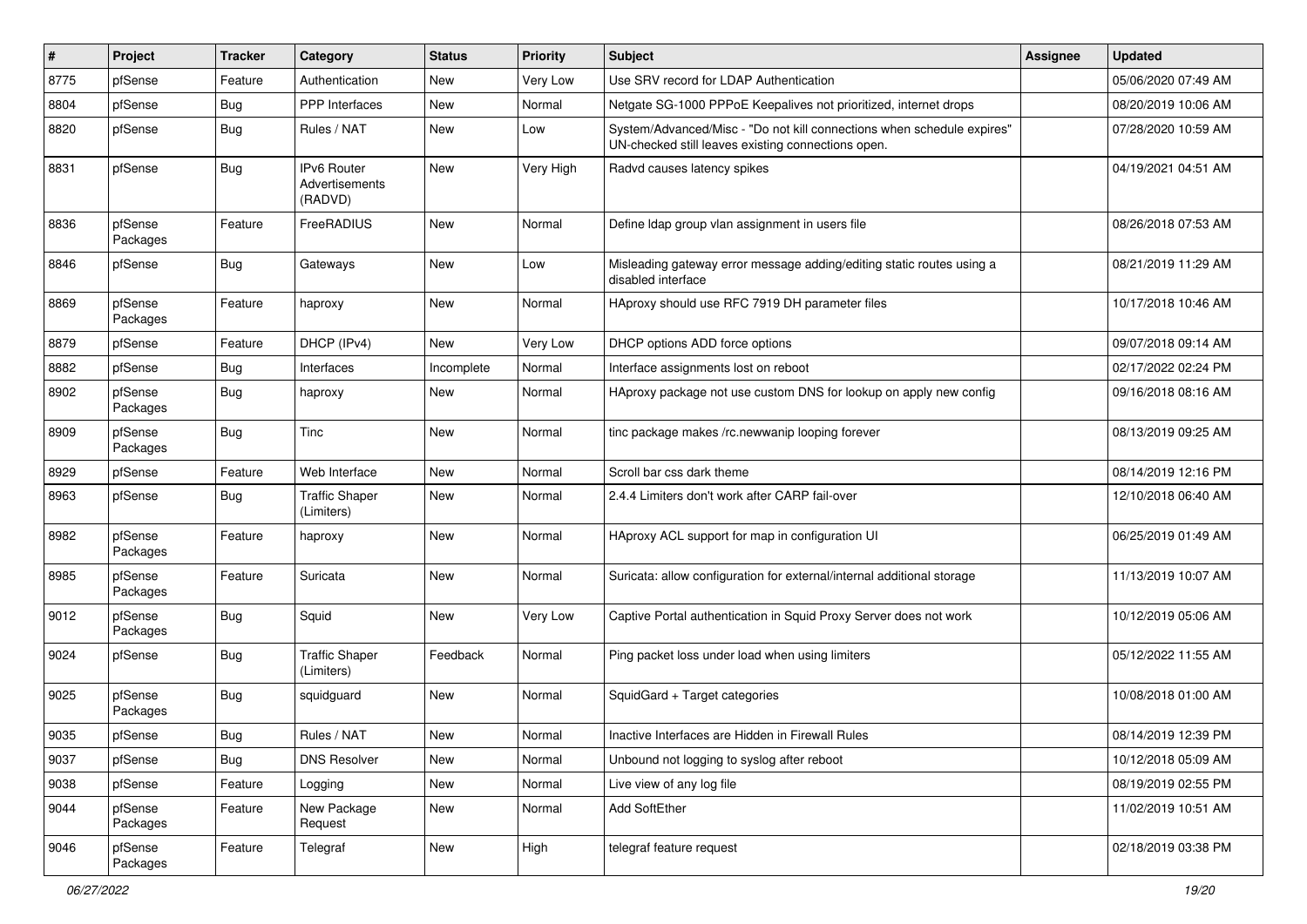| # | Project | Tracker | Category | Status | Priority | Subject | Assignee | Updated |
|---|---|---|---|---|---|---|---|---|
| 8775 | pfSense | Feature | Authentication | New | Very Low | Use SRV record for LDAP Authentication | | 05/06/2020 07:49 AM |
| 8804 | pfSense | Bug | PPP Interfaces | New | Normal | Netgate SG-1000 PPPoE Keepalives not prioritized, internet drops | | 08/20/2019 10:06 AM |
| 8820 | pfSense | Bug | Rules / NAT | New | Low | System/Advanced/Misc - "Do not kill connections when schedule expires" UN-checked still leaves existing connections open. | | 07/28/2020 10:59 AM |
| 8831 | pfSense | Bug | IPv6 Router Advertisements (RADVD) | New | Very High | Radvd causes latency spikes | | 04/19/2021 04:51 AM |
| 8836 | pfSense Packages | Feature | FreeRADIUS | New | Normal | Define ldap group vlan assignment in users file | | 08/26/2018 07:53 AM |
| 8846 | pfSense | Bug | Gateways | New | Low | Misleading gateway error message adding/editing static routes using a disabled interface | | 08/21/2019 11:29 AM |
| 8869 | pfSense Packages | Feature | haproxy | New | Normal | HAproxy should use RFC 7919 DH parameter files | | 10/17/2018 10:46 AM |
| 8879 | pfSense | Feature | DHCP (IPv4) | New | Very Low | DHCP options ADD force options | | 09/07/2018 09:14 AM |
| 8882 | pfSense | Bug | Interfaces | Incomplete | Normal | Interface assignments lost on reboot | | 02/17/2022 02:24 PM |
| 8902 | pfSense Packages | Bug | haproxy | New | Normal | HAproxy package not use custom DNS for lookup on apply new config | | 09/16/2018 08:16 AM |
| 8909 | pfSense Packages | Bug | Tinc | New | Normal | tinc package makes /rc.newwanip looping forever | | 08/13/2019 09:25 AM |
| 8929 | pfSense | Feature | Web Interface | New | Normal | Scroll bar css dark theme | | 08/14/2019 12:16 PM |
| 8963 | pfSense | Bug | Traffic Shaper (Limiters) | New | Normal | 2.4.4 Limiters don't work after CARP fail-over | | 12/10/2018 06:40 AM |
| 8982 | pfSense Packages | Feature | haproxy | New | Normal | HAproxy ACL support for map in configuration UI | | 06/25/2019 01:49 AM |
| 8985 | pfSense Packages | Feature | Suricata | New | Normal | Suricata: allow configuration for external/internal additional storage | | 11/13/2019 10:07 AM |
| 9012 | pfSense Packages | Bug | Squid | New | Very Low | Captive Portal authentication in Squid Proxy Server does not work | | 10/12/2019 05:06 AM |
| 9024 | pfSense | Bug | Traffic Shaper (Limiters) | Feedback | Normal | Ping packet loss under load when using limiters | | 05/12/2022 11:55 AM |
| 9025 | pfSense Packages | Bug | squidguard | New | Normal | SquidGard + Target categories | | 10/08/2018 01:00 AM |
| 9035 | pfSense | Bug | Rules / NAT | New | Normal | Inactive Interfaces are Hidden in Firewall Rules | | 08/14/2019 12:39 PM |
| 9037 | pfSense | Bug | DNS Resolver | New | Normal | Unbound not logging to syslog after reboot | | 10/12/2018 05:09 AM |
| 9038 | pfSense | Feature | Logging | New | Normal | Live view of any log file | | 08/19/2019 02:55 PM |
| 9044 | pfSense Packages | Feature | New Package Request | New | Normal | Add SoftEther | | 11/02/2019 10:51 AM |
| 9046 | pfSense Packages | Feature | Telegraf | New | High | telegraf feature request | | 02/18/2019 03:38 PM |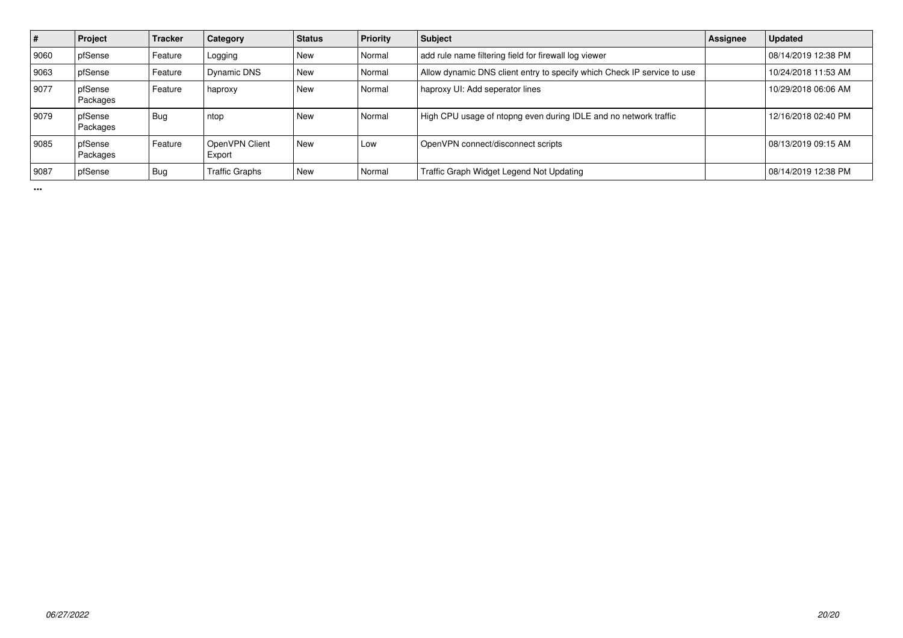| # | Project | Tracker | Category | Status | Priority | Subject | Assignee | Updated |
|---|---|---|---|---|---|---|---|---|
| 9060 | pfSense | Feature | Logging | New | Normal | add rule name filtering field for firewall log viewer | | 08/14/2019 12:38 PM |
| 9063 | pfSense | Feature | Dynamic DNS | New | Normal | Allow dynamic DNS client entry to specify which Check IP service to use | | 10/24/2018 11:53 AM |
| 9077 | pfSense Packages | Feature | haproxy | New | Normal | haproxy UI: Add seperator lines | | 10/29/2018 06:06 AM |
| 9079 | pfSense Packages | Bug | ntop | New | Normal | High CPU usage of ntopng even during IDLE and no network traffic | | 12/16/2018 02:40 PM |
| 9085 | pfSense Packages | Feature | OpenVPN Client Export | New | Low | OpenVPN connect/disconnect scripts | | 08/13/2019 09:15 AM |
| 9087 | pfSense | Bug | Traffic Graphs | New | Normal | Traffic Graph Widget Legend Not Updating | | 08/14/2019 12:38 PM |

**...**